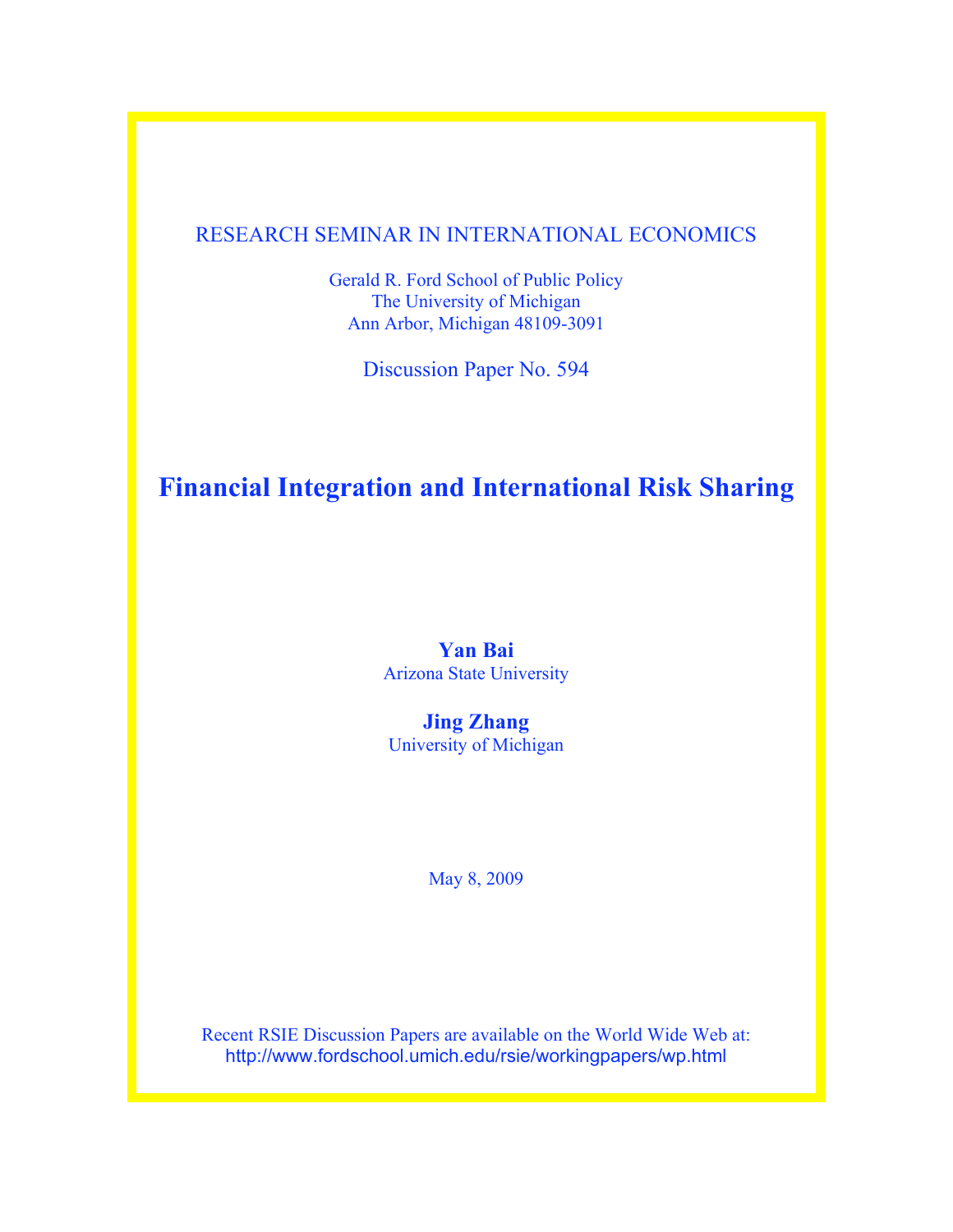RESEARCH SEMINAR IN INTERNATIONAL ECONOMICS

Gerald R. Ford School of Public Policy
The University of Michigan
Ann Arbor, Michigan 48109-3091

Discussion Paper No. 594

# Financial Integration and International Risk Sharing

**Yan Bai**
Arizona State University

**Jing Zhang**
University of Michigan

May 8, 2009

Recent RSIE Discussion Papers are available on the World Wide Web at:
http://www.fordschool.umich.edu/rsie/workingpapers/wp.html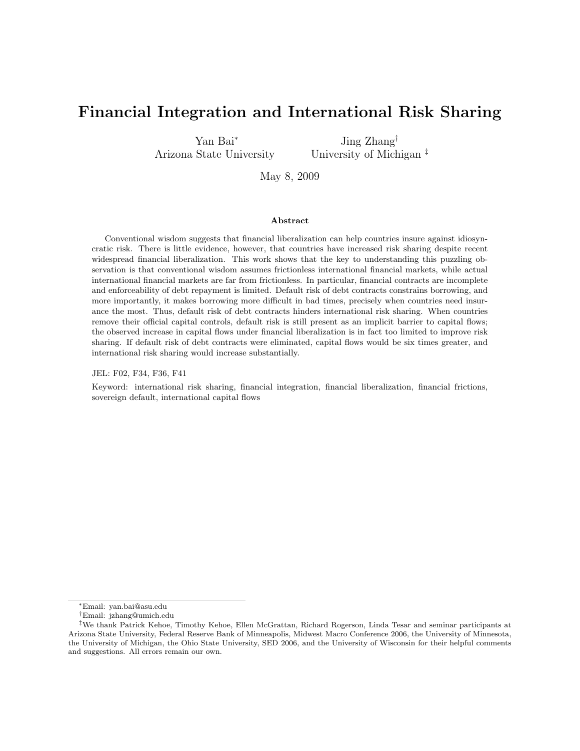# Financial Integration and International Risk Sharing

Yan Bai[*]
Arizona State University

Jing Zhang[†]
University of Michigan [‡]

May 8, 2009

**Abstract**

Conventional wisdom suggests that financial liberalization can help countries insure against idiosyncratic risk. There is little evidence, however, that countries have increased risk sharing despite recent widespread financial liberalization. This work shows that the key to understanding this puzzling observation is that conventional wisdom assumes frictionless international financial markets, while actual international financial markets are far from frictionless. In particular, financial contracts are incomplete and enforceability of debt repayment is limited. Default risk of debt contracts constrains borrowing, and more importantly, it makes borrowing more difficult in bad times, precisely when countries need insurance the most. Thus, default risk of debt contracts hinders international risk sharing. When countries remove their official capital controls, default risk is still present as an implicit barrier to capital flows; the observed increase in capital flows under financial liberalization is in fact too limited to improve risk sharing. If default risk of debt contracts were eliminated, capital flows would be six times greater, and international risk sharing would increase substantially.

JEL: F02, F34, F36, F41

Keyword: international risk sharing, financial integration, financial liberalization, financial frictions, sovereign default, international capital flows

---

[*]Email: yan.bai@asu.edu

[†]Email: jzhang@umich.edu

[‡]We thank Patrick Kehoe, Timothy Kehoe, Ellen McGrattan, Richard Rogerson, Linda Tesar and seminar participants at Arizona State University, Federal Reserve Bank of Minneapolis, Midwest Macro Conference 2006, the University of Minnesota, the University of Michigan, the Ohio State University, SED 2006, and the University of Wisconsin for their helpful comments and suggestions. All errors remain our own.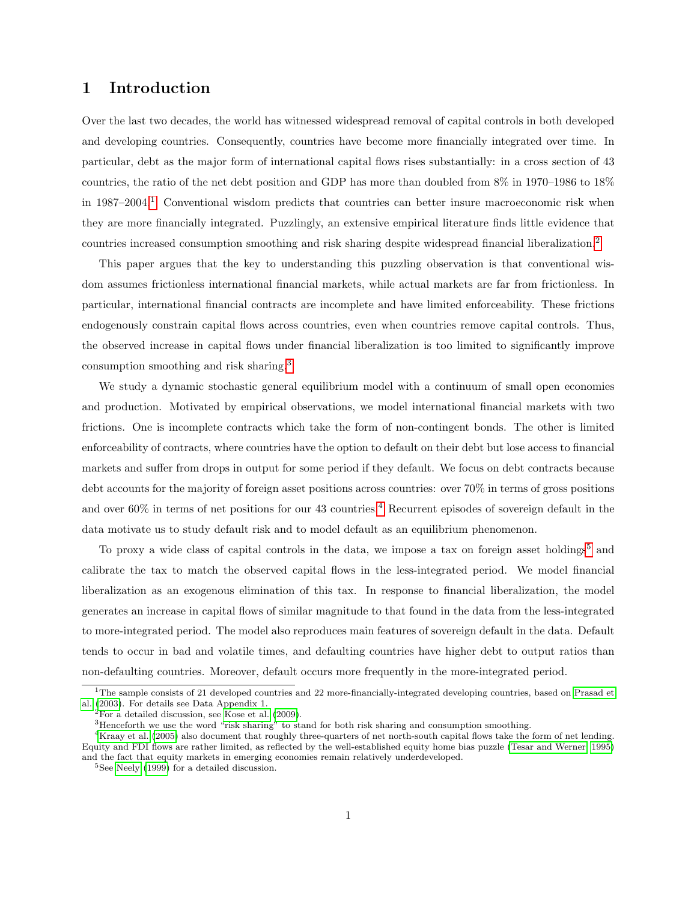# 1 Introduction

Over the last two decades, the world has witnessed widespread removal of capital controls in both developed and developing countries. Consequently, countries have become more financially integrated over time. In particular, debt as the major form of international capital flows rises substantially: in a cross section of 43 countries, the ratio of the net debt position and GDP has more than doubled from 8% in 1970–1986 to 18% in 1987–2004.[1] Conventional wisdom predicts that countries can better insure macroeconomic risk when they are more financially integrated. Puzzlingly, an extensive empirical literature finds little evidence that countries increased consumption smoothing and risk sharing despite widespread financial liberalization.[2]

This paper argues that the key to understanding this puzzling observation is that conventional wisdom assumes frictionless international financial markets, while actual markets are far from frictionless. In particular, international financial contracts are incomplete and have limited enforceability. These frictions endogenously constrain capital flows across countries, even when countries remove capital controls. Thus, the observed increase in capital flows under financial liberalization is too limited to significantly improve consumption smoothing and risk sharing.[3]

We study a dynamic stochastic general equilibrium model with a continuum of small open economies and production. Motivated by empirical observations, we model international financial markets with two frictions. One is incomplete contracts which take the form of non-contingent bonds. The other is limited enforceability of contracts, where countries have the option to default on their debt but lose access to financial markets and suffer from drops in output for some period if they default. We focus on debt contracts because debt accounts for the majority of foreign asset positions across countries: over 70% in terms of gross positions and over 60% in terms of net positions for our 43 countries.[4] Recurrent episodes of sovereign default in the data motivate us to study default risk and to model default as an equilibrium phenomenon.

To proxy a wide class of capital controls in the data, we impose a tax on foreign asset holdings[5] and calibrate the tax to match the observed capital flows in the less-integrated period. We model financial liberalization as an exogenous elimination of this tax. In response to financial liberalization, the model generates an increase in capital flows of similar magnitude to that found in the data from the less-integrated to more-integrated period. The model also reproduces main features of sovereign default in the data. Default tends to occur in bad and volatile times, and defaulting countries have higher debt to output ratios than non-defaulting countries. Moreover, default occurs more frequently in the more-integrated period.

---

[1] The sample consists of 21 developed countries and 22 more-financially-integrated developing countries, based on Prasad et al. (2003). For details see Data Appendix 1.

[2] For a detailed discussion, see Kose et al. (2009).

[3] Henceforth we use the word "risk sharing" to stand for both risk sharing and consumption smoothing.

[4] Kraay et al. (2005) also document that roughly three-quarters of net north-south capital flows take the form of net lending. Equity and FDI flows are rather limited, as reflected by the well-established equity home bias puzzle (Tesar and Werner, 1995) and the fact that equity markets in emerging economies remain relatively underdeveloped.

[5] See Neely (1999) for a detailed discussion.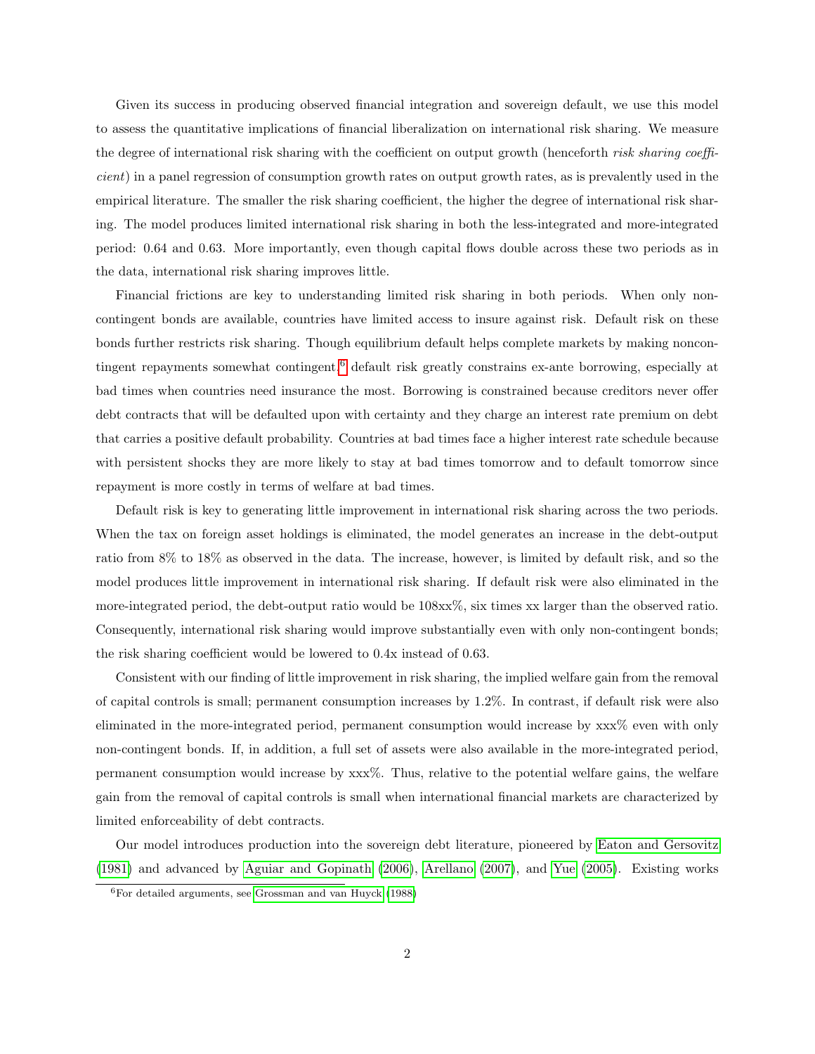Given its success in producing observed financial integration and sovereign default, we use this model to assess the quantitative implications of financial liberalization on international risk sharing. We measure the degree of international risk sharing with the coefficient on output growth (henceforth *risk sharing coefficient*) in a panel regression of consumption growth rates on output growth rates, as is prevalently used in the empirical literature. The smaller the risk sharing coefficient, the higher the degree of international risk sharing. The model produces limited international risk sharing in both the less-integrated and more-integrated period: 0.64 and 0.63. More importantly, even though capital flows double across these two periods as in the data, international risk sharing improves little.

Financial frictions are key to understanding limited risk sharing in both periods. When only non-contingent bonds are available, countries have limited access to insure against risk. Default risk on these bonds further restricts risk sharing. Though equilibrium default helps complete markets by making noncontingent repayments somewhat contingent,[6] default risk greatly constrains ex-ante borrowing, especially at bad times when countries need insurance the most. Borrowing is constrained because creditors never offer debt contracts that will be defaulted upon with certainty and they charge an interest rate premium on debt that carries a positive default probability. Countries at bad times face a higher interest rate schedule because with persistent shocks they are more likely to stay at bad times tomorrow and to default tomorrow since repayment is more costly in terms of welfare at bad times.

Default risk is key to generating little improvement in international risk sharing across the two periods. When the tax on foreign asset holdings is eliminated, the model generates an increase in the debt-output ratio from 8% to 18% as observed in the data. The increase, however, is limited by default risk, and so the model produces little improvement in international risk sharing. If default risk were also eliminated in the more-integrated period, the debt-output ratio would be 108xx%, six times xx larger than the observed ratio. Consequently, international risk sharing would improve substantially even with only non-contingent bonds; the risk sharing coefficient would be lowered to 0.4x instead of 0.63.

Consistent with our finding of little improvement in risk sharing, the implied welfare gain from the removal of capital controls is small; permanent consumption increases by 1.2%. In contrast, if default risk were also eliminated in the more-integrated period, permanent consumption would increase by xxx% even with only non-contingent bonds. If, in addition, a full set of assets were also available in the more-integrated period, permanent consumption would increase by xxx%. Thus, relative to the potential welfare gains, the welfare gain from the removal of capital controls is small when international financial markets are characterized by limited enforceability of debt contracts.

Our model introduces production into the sovereign debt literature, pioneered by Eaton and Gersovitz (1981) and advanced by Aguiar and Gopinath (2006), Arellano (2007), and Yue (2005). Existing works

[6]For detailed arguments, see Grossman and van Huyck (1988)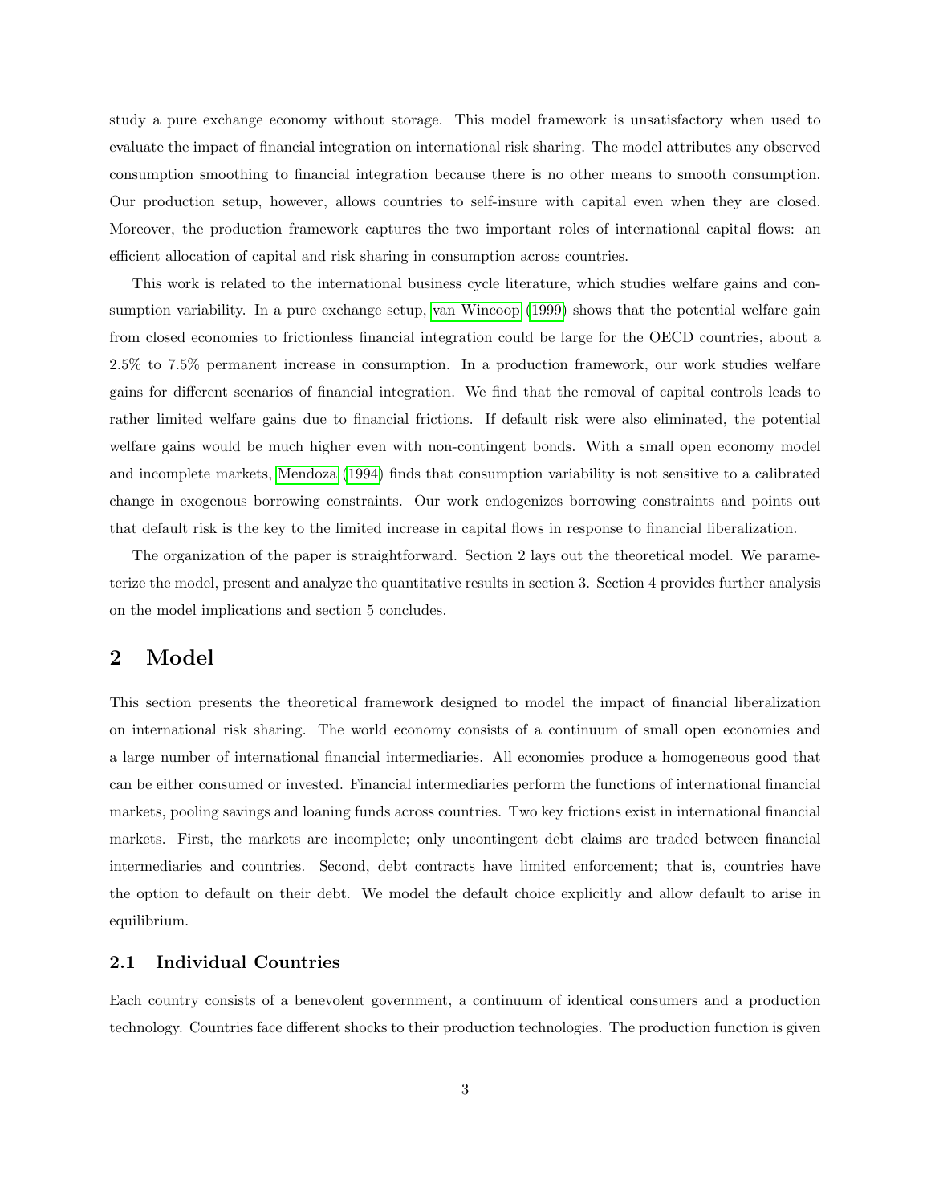study a pure exchange economy without storage. This model framework is unsatisfactory when used to evaluate the impact of financial integration on international risk sharing. The model attributes any observed consumption smoothing to financial integration because there is no other means to smooth consumption. Our production setup, however, allows countries to self-insure with capital even when they are closed. Moreover, the production framework captures the two important roles of international capital flows: an efficient allocation of capital and risk sharing in consumption across countries.

This work is related to the international business cycle literature, which studies welfare gains and consumption variability. In a pure exchange setup, van Wincoop (1999) shows that the potential welfare gain from closed economies to frictionless financial integration could be large for the OECD countries, about a 2.5% to 7.5% permanent increase in consumption. In a production framework, our work studies welfare gains for different scenarios of financial integration. We find that the removal of capital controls leads to rather limited welfare gains due to financial frictions. If default risk were also eliminated, the potential welfare gains would be much higher even with non-contingent bonds. With a small open economy model and incomplete markets, Mendoza (1994) finds that consumption variability is not sensitive to a calibrated change in exogenous borrowing constraints. Our work endogenizes borrowing constraints and points out that default risk is the key to the limited increase in capital flows in response to financial liberalization.

The organization of the paper is straightforward. Section 2 lays out the theoretical model. We parameterize the model, present and analyze the quantitative results in section 3. Section 4 provides further analysis on the model implications and section 5 concludes.

## 2 Model

This section presents the theoretical framework designed to model the impact of financial liberalization on international risk sharing. The world economy consists of a continuum of small open economies and a large number of international financial intermediaries. All economies produce a homogeneous good that can be either consumed or invested. Financial intermediaries perform the functions of international financial markets, pooling savings and loaning funds across countries. Two key frictions exist in international financial markets. First, the markets are incomplete; only uncontingent debt claims are traded between financial intermediaries and countries. Second, debt contracts have limited enforcement; that is, countries have the option to default on their debt. We model the default choice explicitly and allow default to arise in equilibrium.

### 2.1 Individual Countries

Each country consists of a benevolent government, a continuum of identical consumers and a production technology. Countries face different shocks to their production technologies. The production function is given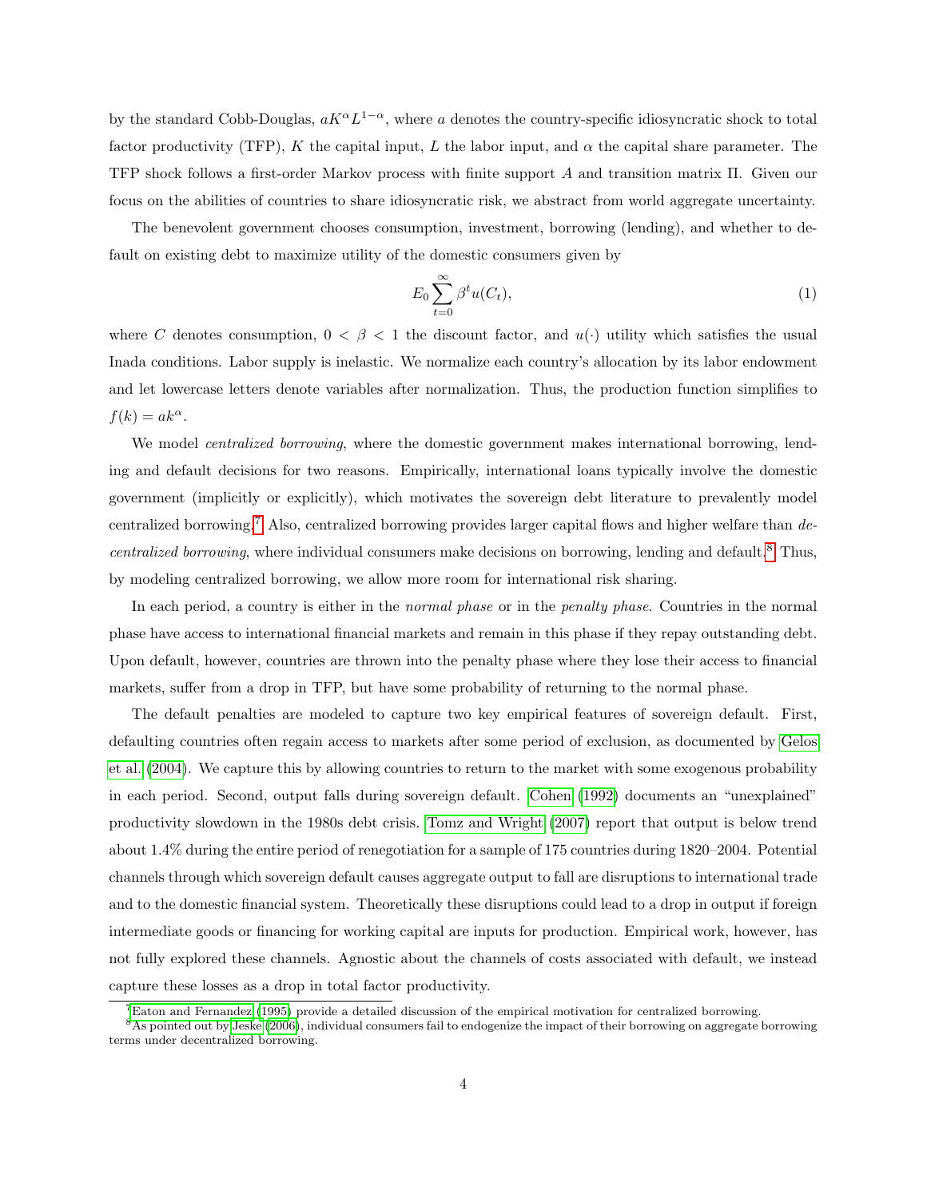by the standard Cobb-Douglas, $aK^{\alpha}L^{1-\alpha}$, where $a$ denotes the country-specific idiosyncratic shock to total factor productivity (TFP), $K$ the capital input, $L$ the labor input, and $\alpha$ the capital share parameter. The TFP shock follows a first-order Markov process with finite support $A$ and transition matrix $\Pi$. Given our focus on the abilities of countries to share idiosyncratic risk, we abstract from world aggregate uncertainty.

The benevolent government chooses consumption, investment, borrowing (lending), and whether to default on existing debt to maximize utility of the domestic consumers given by

$$E_0 \sum_{t=0}^{\infty} \beta^t u(C_t), \tag{1}$$

where $C$ denotes consumption, $0 < \beta < 1$ the discount factor, and $u(\cdot)$ utility which satisfies the usual Inada conditions. Labor supply is inelastic. We normalize each country's allocation by its labor endowment and let lowercase letters denote variables after normalization. Thus, the production function simplifies to $f(k) = ak^{\alpha}$.

We model *centralized borrowing*, where the domestic government makes international borrowing, lending and default decisions for two reasons. Empirically, international loans typically involve the domestic government (implicitly or explicitly), which motivates the sovereign debt literature to prevalently model centralized borrowing.[7] Also, centralized borrowing provides larger capital flows and higher welfare than *decentralized borrowing*, where individual consumers make decisions on borrowing, lending and default.[8] Thus, by modeling centralized borrowing, we allow more room for international risk sharing.

In each period, a country is either in the *normal phase* or in the *penalty phase*. Countries in the normal phase have access to international financial markets and remain in this phase if they repay outstanding debt. Upon default, however, countries are thrown into the penalty phase where they lose their access to financial markets, suffer from a drop in TFP, but have some probability of returning to the normal phase.

The default penalties are modeled to capture two key empirical features of sovereign default. First, defaulting countries often regain access to markets after some period of exclusion, as documented by Gelos et al. (2004). We capture this by allowing countries to return to the market with some exogenous probability in each period. Second, output falls during sovereign default. Cohen (1992) documents an "unexplained" productivity slowdown in the 1980s debt crisis. Tomz and Wright (2007) report that output is below trend about 1.4% during the entire period of renegotiation for a sample of 175 countries during 1820–2004. Potential channels through which sovereign default causes aggregate output to fall are disruptions to international trade and to the domestic financial system. Theoretically these disruptions could lead to a drop in output if foreign intermediate goods or financing for working capital are inputs for production. Empirical work, however, has not fully explored these channels. Agnostic about the channels of costs associated with default, we instead capture these losses as a drop in total factor productivity.

[7] Eaton and Fernandez (1995) provide a detailed discussion of the empirical motivation for centralized borrowing.

[8] As pointed out by Jeske (2006), individual consumers fail to endogenize the impact of their borrowing on aggregate borrowing terms under decentralized borrowing.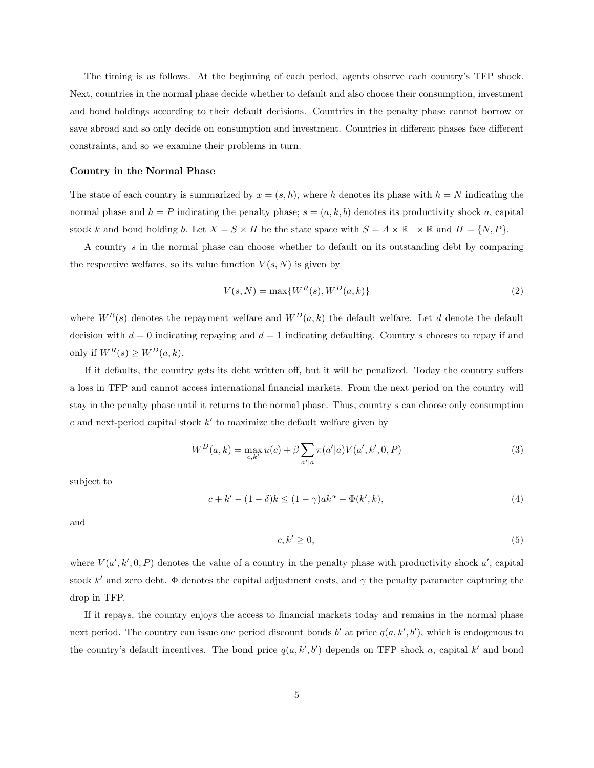The timing is as follows. At the beginning of each period, agents observe each country's TFP shock. Next, countries in the normal phase decide whether to default and also choose their consumption, investment and bond holdings according to their default decisions. Countries in the penalty phase cannot borrow or save abroad and so only decide on consumption and investment. Countries in different phases face different constraints, and so we examine their problems in turn.

**Country in the Normal Phase**

The state of each country is summarized by $x = (s, h)$, where $h$ denotes its phase with $h = N$ indicating the normal phase and $h = P$ indicating the penalty phase; $s = (a, k, b)$ denotes its productivity shock $a$, capital stock $k$ and bond holding $b$. Let $X = S \times H$ be the state space with $S = A \times \mathbb{R}_+ \times \mathbb{R}$ and $H = \{N, P\}$.

A country $s$ in the normal phase can choose whether to default on its outstanding debt by comparing the respective welfares, so its value function $V(s, N)$ is given by

$$V(s, N) = \max\{W^R(s), W^D(a, k)\} \tag{2}$$

where $W^R(s)$ denotes the repayment welfare and $W^D(a, k)$ the default welfare. Let $d$ denote the default decision with $d = 0$ indicating repaying and $d = 1$ indicating defaulting. Country $s$ chooses to repay if and only if $W^R(s) \geq W^D(a, k)$.

If it defaults, the country gets its debt written off, but it will be penalized. Today the country suffers a loss in TFP and cannot access international financial markets. From the next period on the country will stay in the penalty phase until it returns to the normal phase. Thus, country $s$ can choose only consumption $c$ and next-period capital stock $k'$ to maximize the default welfare given by

$$W^D(a, k) = \max_{c, k'} u(c) + \beta \sum_{a'|a} \pi(a'|a) V(a', k', 0, P) \tag{3}$$

subject to

$$c + k' - (1 - \delta)k \leq (1 - \gamma)ak^{\alpha} - \Phi(k', k), \tag{4}$$

and

$$c, k' \geq 0, \tag{5}$$

where $V(a', k', 0, P)$ denotes the value of a country in the penalty phase with productivity shock $a'$, capital stock $k'$ and zero debt. $\Phi$ denotes the capital adjustment costs, and $\gamma$ the penalty parameter capturing the drop in TFP.

If it repays, the country enjoys the access to financial markets today and remains in the normal phase next period. The country can issue one period discount bonds $b'$ at price $q(a, k', b')$, which is endogenous to the country's default incentives. The bond price $q(a, k', b')$ depends on TFP shock $a$, capital $k'$ and bond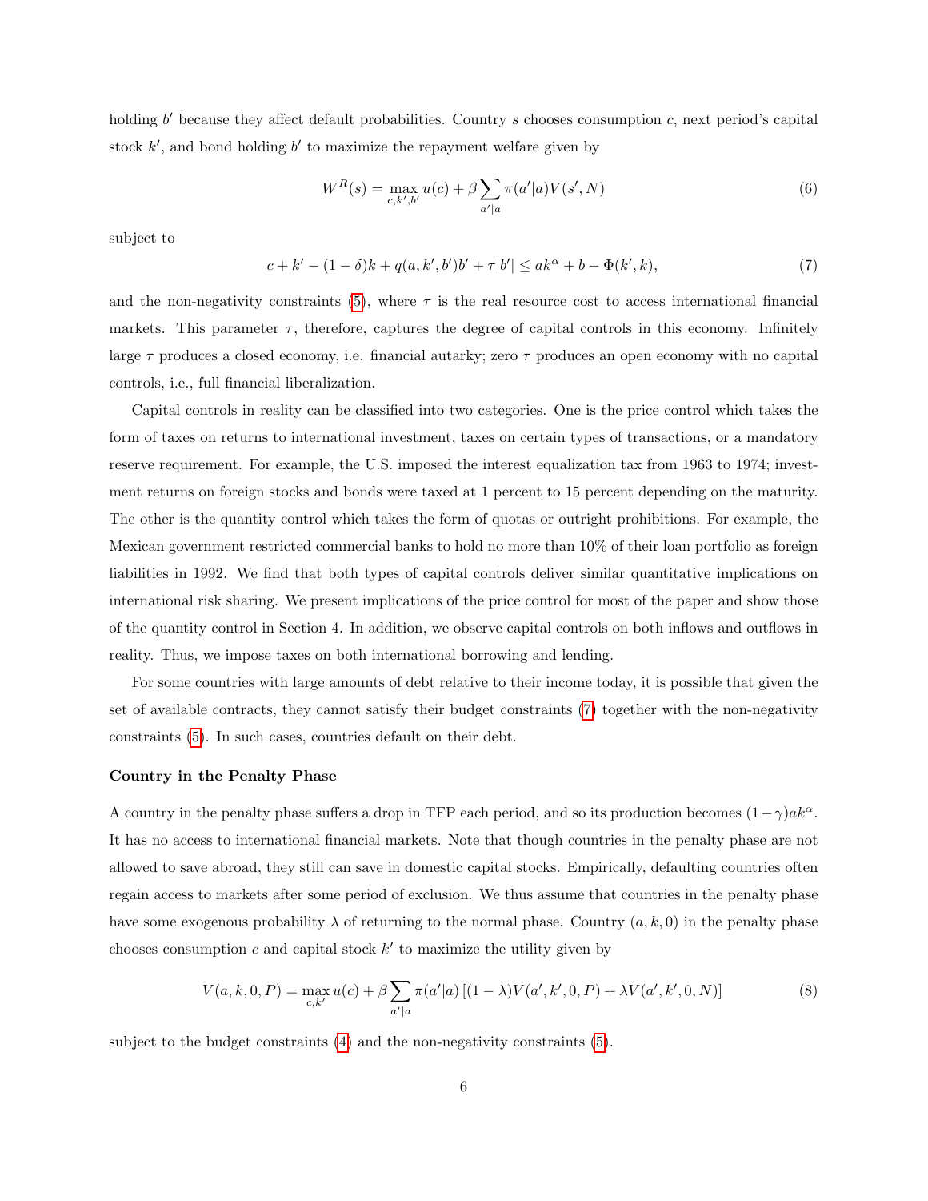holding $b'$ because they affect default probabilities. Country $s$ chooses consumption $c$, next period's capital stock $k'$, and bond holding $b'$ to maximize the repayment welfare given by

$$W^R(s) = \max_{c,k',b'} u(c) + \beta \sum_{a'|a} \pi(a'|a) V(s', N) \tag{6}$$

subject to

$$c + k' - (1-\delta)k + q(a, k', b')b' + \tau|b'| \leq ak^{\alpha} + b - \Phi(k', k), \tag{7}$$

and the non-negativity constraints (5), where $\tau$ is the real resource cost to access international financial markets. This parameter $\tau$, therefore, captures the degree of capital controls in this economy. Infinitely large $\tau$ produces a closed economy, i.e. financial autarky; zero $\tau$ produces an open economy with no capital controls, i.e., full financial liberalization.

Capital controls in reality can be classified into two categories. One is the price control which takes the form of taxes on returns to international investment, taxes on certain types of transactions, or a mandatory reserve requirement. For example, the U.S. imposed the interest equalization tax from 1963 to 1974; investment returns on foreign stocks and bonds were taxed at 1 percent to 15 percent depending on the maturity. The other is the quantity control which takes the form of quotas or outright prohibitions. For example, the Mexican government restricted commercial banks to hold no more than 10% of their loan portfolio as foreign liabilities in 1992. We find that both types of capital controls deliver similar quantitative implications on international risk sharing. We present implications of the price control for most of the paper and show those of the quantity control in Section 4. In addition, we observe capital controls on both inflows and outflows in reality. Thus, we impose taxes on both international borrowing and lending.

For some countries with large amounts of debt relative to their income today, it is possible that given the set of available contracts, they cannot satisfy their budget constraints (7) together with the non-negativity constraints (5). In such cases, countries default on their debt.

**Country in the Penalty Phase**

A country in the penalty phase suffers a drop in TFP each period, and so its production becomes $(1-\gamma)ak^{\alpha}$. It has no access to international financial markets. Note that though countries in the penalty phase are not allowed to save abroad, they still can save in domestic capital stocks. Empirically, defaulting countries often regain access to markets after some period of exclusion. We thus assume that countries in the penalty phase have some exogenous probability $\lambda$ of returning to the normal phase. Country $(a, k, 0)$ in the penalty phase chooses consumption $c$ and capital stock $k'$ to maximize the utility given by

$$V(a, k, 0, P) = \max_{c,k'} u(c) + \beta \sum_{a'|a} \pi(a'|a) \left[(1-\lambda)V(a', k', 0, P) + \lambda V(a', k', 0, N)\right] \tag{8}$$

subject to the budget constraints (4) and the non-negativity constraints (5).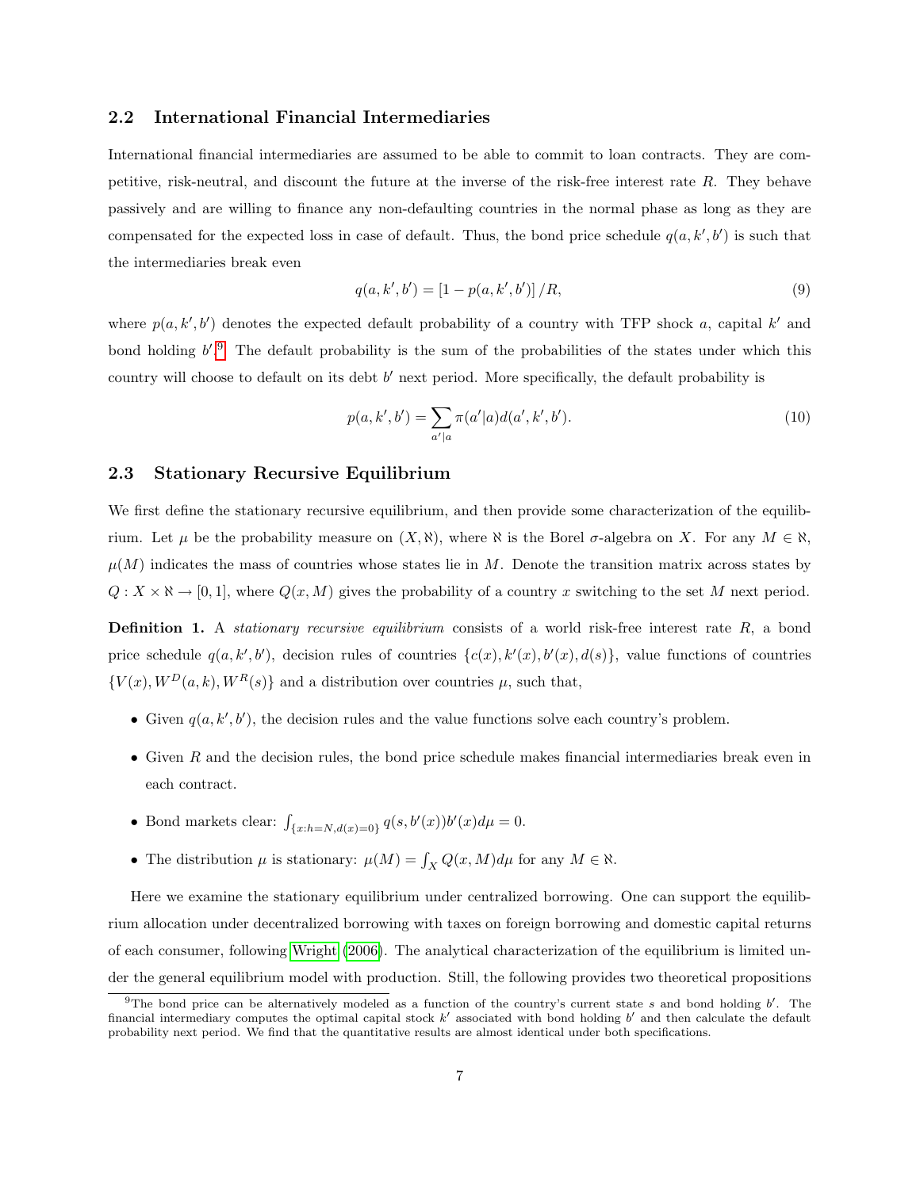### 2.2 International Financial Intermediaries

International financial intermediaries are assumed to be able to commit to loan contracts. They are competitive, risk-neutral, and discount the future at the inverse of the risk-free interest rate $R$. They behave passively and are willing to finance any non-defaulting countries in the normal phase as long as they are compensated for the expected loss in case of default. Thus, the bond price schedule $q(a, k', b')$ is such that the intermediaries break even

$$q(a, k', b') = [1 - p(a, k', b')] / R, \tag{9}$$

where $p(a, k', b')$ denotes the expected default probability of a country with TFP shock $a$, capital $k'$ and bond holding $b'$.[9] The default probability is the sum of the probabilities of the states under which this country will choose to default on its debt $b'$ next period. More specifically, the default probability is

$$p(a, k', b') = \sum_{a'|a} \pi(a'|a) d(a', k', b'). \tag{10}$$

### 2.3 Stationary Recursive Equilibrium

We first define the stationary recursive equilibrium, and then provide some characterization of the equilibrium. Let $\mu$ be the probability measure on $(X, \aleph)$, where $\aleph$ is the Borel $\sigma$-algebra on $X$. For any $M \in \aleph$, $\mu(M)$ indicates the mass of countries whose states lie in $M$. Denote the transition matrix across states by $Q : X \times \aleph \to [0, 1]$, where $Q(x, M)$ gives the probability of a country $x$ switching to the set $M$ next period.

**Definition 1.** A *stationary recursive equilibrium* consists of a world risk-free interest rate $R$, a bond price schedule $q(a, k', b')$, decision rules of countries $\{c(x), k'(x), b'(x), d(s)\}$, value functions of countries $\{V(x), W^D(a, k), W^R(s)\}$ and a distribution over countries $\mu$, such that,

- Given $q(a, k', b')$, the decision rules and the value functions solve each country's problem.
- Given $R$ and the decision rules, the bond price schedule makes financial intermediaries break even in each contract.
- Bond markets clear: $\int_{\{x:h=N, d(x)=0\}} q(s, b'(x)) b'(x) d\mu = 0$.
- The distribution $\mu$ is stationary: $\mu(M) = \int_X Q(x, M) d\mu$ for any $M \in \aleph$.

Here we examine the stationary equilibrium under centralized borrowing. One can support the equilibrium allocation under decentralized borrowing with taxes on foreign borrowing and domestic capital returns of each consumer, following Wright (2006). The analytical characterization of the equilibrium is limited under the general equilibrium model with production. Still, the following provides two theoretical propositions

[9] The bond price can be alternatively modeled as a function of the country's current state $s$ and bond holding $b'$. The financial intermediary computes the optimal capital stock $k'$ associated with bond holding $b'$ and then calculate the default probability next period. We find that the quantitative results are almost identical under both specifications.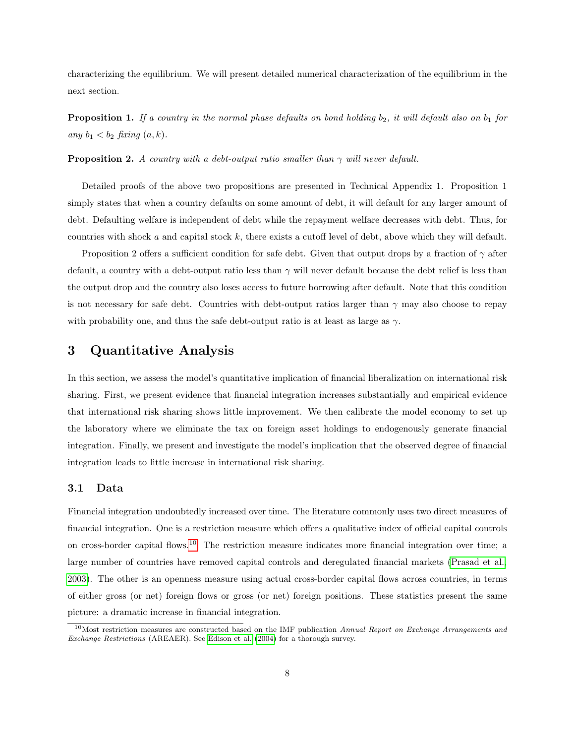characterizing the equilibrium. We will present detailed numerical characterization of the equilibrium in the next section.

**Proposition 1.** *If a country in the normal phase defaults on bond holding $b_2$, it will default also on $b_1$ for any $b_1 < b_2$ fixing $(a, k)$.*

**Proposition 2.** *A country with a debt-output ratio smaller than $\gamma$ will never default.*

Detailed proofs of the above two propositions are presented in Technical Appendix 1. Proposition 1 simply states that when a country defaults on some amount of debt, it will default for any larger amount of debt. Defaulting welfare is independent of debt while the repayment welfare decreases with debt. Thus, for countries with shock $a$ and capital stock $k$, there exists a cutoff level of debt, above which they will default.

Proposition 2 offers a sufficient condition for safe debt. Given that output drops by a fraction of $\gamma$ after default, a country with a debt-output ratio less than $\gamma$ will never default because the debt relief is less than the output drop and the country also loses access to future borrowing after default. Note that this condition is not necessary for safe debt. Countries with debt-output ratios larger than $\gamma$ may also choose to repay with probability one, and thus the safe debt-output ratio is at least as large as $\gamma$.

## 3 Quantitative Analysis

In this section, we assess the model's quantitative implication of financial liberalization on international risk sharing. First, we present evidence that financial integration increases substantially and empirical evidence that international risk sharing shows little improvement. We then calibrate the model economy to set up the laboratory where we eliminate the tax on foreign asset holdings to endogenously generate financial integration. Finally, we present and investigate the model's implication that the observed degree of financial integration leads to little increase in international risk sharing.

### 3.1 Data

Financial integration undoubtedly increased over time. The literature commonly uses two direct measures of financial integration. One is a restriction measure which offers a qualitative index of official capital controls on cross-border capital flows.[10] The restriction measure indicates more financial integration over time; a large number of countries have removed capital controls and deregulated financial markets (Prasad et al., 2003). The other is an openness measure using actual cross-border capital flows across countries, in terms of either gross (or net) foreign flows or gross (or net) foreign positions. These statistics present the same picture: a dramatic increase in financial integration.

[10] Most restriction measures are constructed based on the IMF publication *Annual Report on Exchange Arrangements and Exchange Restrictions* (AREAER). See Edison et al. (2004) for a thorough survey.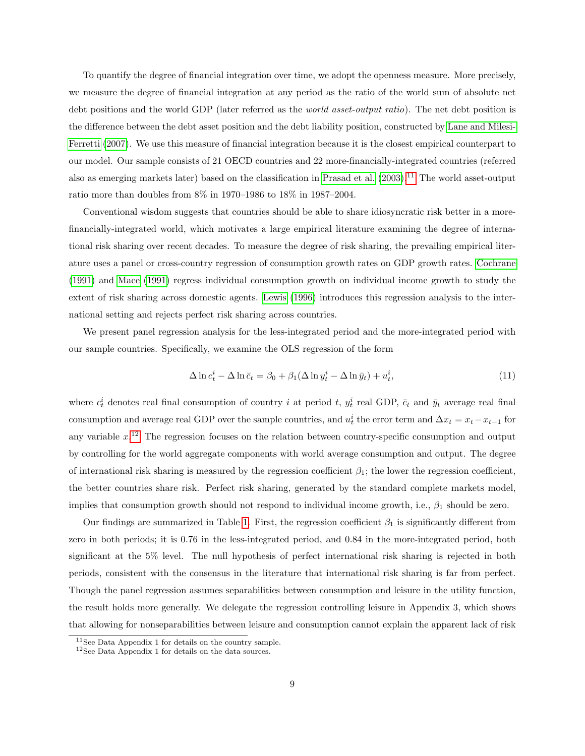To quantify the degree of financial integration over time, we adopt the openness measure. More precisely, we measure the degree of financial integration at any period as the ratio of the world sum of absolute net debt positions and the world GDP (later referred as the *world asset-output ratio*). The net debt position is the difference between the debt asset position and the debt liability position, constructed by Lane and Milesi-Ferretti (2007). We use this measure of financial integration because it is the closest empirical counterpart to our model. Our sample consists of 21 OECD countries and 22 more-financially-integrated countries (referred also as emerging markets later) based on the classification in Prasad et al. (2003).[11] The world asset-output ratio more than doubles from 8% in 1970–1986 to 18% in 1987–2004.

Conventional wisdom suggests that countries should be able to share idiosyncratic risk better in a more-financially-integrated world, which motivates a large empirical literature examining the degree of international risk sharing over recent decades. To measure the degree of risk sharing, the prevailing empirical literature uses a panel or cross-country regression of consumption growth rates on GDP growth rates. Cochrane (1991) and Mace (1991) regress individual consumption growth on individual income growth to study the extent of risk sharing across domestic agents. Lewis (1996) introduces this regression analysis to the international setting and rejects perfect risk sharing across countries.

We present panel regression analysis for the less-integrated period and the more-integrated period with our sample countries. Specifically, we examine the OLS regression of the form

$$\Delta \ln c_t^i - \Delta \ln \bar{c}_t = \beta_0 + \beta_1(\Delta \ln y_t^i - \Delta \ln \bar{y}_t) + u_t^i, \tag{11}$$

where $c_t^i$ denotes real final consumption of country $i$ at period $t$, $y_t^i$ real GDP, $\bar{c}_t$ and $\bar{y}_t$ average real final consumption and average real GDP over the sample countries, and $u_t^i$ the error term and $\Delta x_t = x_t - x_{t-1}$ for any variable $x$.[12] The regression focuses on the relation between country-specific consumption and output by controlling for the world aggregate components with world average consumption and output. The degree of international risk sharing is measured by the regression coefficient $\beta_1$; the lower the regression coefficient, the better countries share risk. Perfect risk sharing, generated by the standard complete markets model, implies that consumption growth should not respond to individual income growth, i.e., $\beta_1$ should be zero.

Our findings are summarized in Table 1. First, the regression coefficient $\beta_1$ is significantly different from zero in both periods; it is 0.76 in the less-integrated period, and 0.84 in the more-integrated period, both significant at the 5% level. The null hypothesis of perfect international risk sharing is rejected in both periods, consistent with the consensus in the literature that international risk sharing is far from perfect. Though the panel regression assumes separabilities between consumption and leisure in the utility function, the result holds more generally. We delegate the regression controlling leisure in Appendix 3, which shows that allowing for nonseparabilities between leisure and consumption cannot explain the apparent lack of risk

[11] See Data Appendix 1 for details on the country sample.

[12] See Data Appendix 1 for details on the data sources.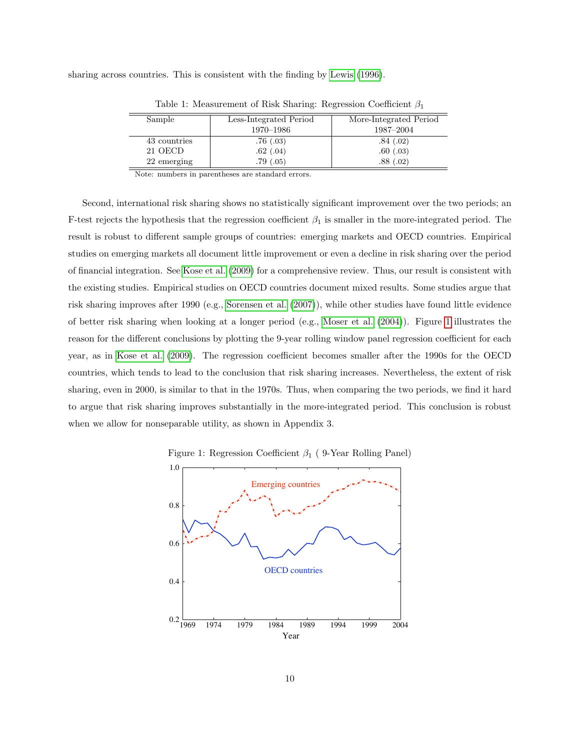sharing across countries. This is consistent with the finding by Lewis (1996).

Table 1: Measurement of Risk Sharing: Regression Coefficient $\beta_1$

| Sample | Less-Integrated Period 1970–1986 | More-Integrated Period 1987–2004 |
|---|---|---|
| 43 countries | .76 (.03) | .84 (.02) |
| 21 OECD | .62 (.04) | .60 (.03) |
| 22 emerging | .79 (.05) | .88 (.02) |

Note: numbers in parentheses are standard errors.

Second, international risk sharing shows no statistically significant improvement over the two periods; an F-test rejects the hypothesis that the regression coefficient $\beta_1$ is smaller in the more-integrated period. The result is robust to different sample groups of countries: emerging markets and OECD countries. Empirical studies on emerging markets all document little improvement or even a decline in risk sharing over the period of financial integration. See Kose et al. (2009) for a comprehensive review. Thus, our result is consistent with the existing studies. Empirical studies on OECD countries document mixed results. Some studies argue that risk sharing improves after 1990 (e.g., Sorensen et al. (2007)), while other studies have found little evidence of better risk sharing when looking at a longer period (e.g., Moser et al. (2004)). Figure 1 illustrates the reason for the different conclusions by plotting the 9-year rolling window panel regression coefficient for each year, as in Kose et al. (2009). The regression coefficient becomes smaller after the 1990s for the OECD countries, which tends to lead to the conclusion that risk sharing increases. Nevertheless, the extent of risk sharing, even in 2000, is similar to that in the 1970s. Thus, when comparing the two periods, we find it hard to argue that risk sharing improves substantially in the more-integrated period. This conclusion is robust when we allow for nonseparable utility, as shown in Appendix 3.

Figure 1: Regression Coefficient $\beta_1$ ( 9-Year Rolling Panel)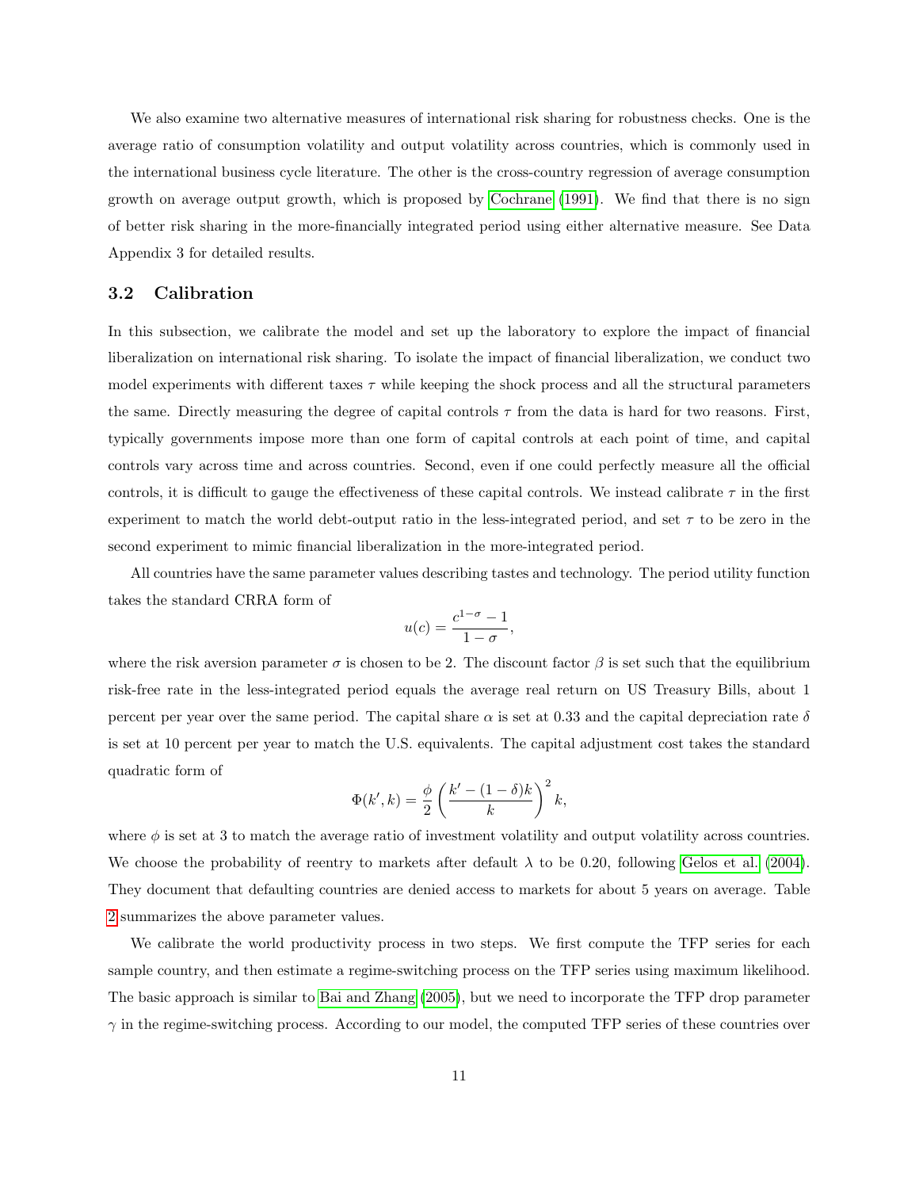We also examine two alternative measures of international risk sharing for robustness checks. One is the average ratio of consumption volatility and output volatility across countries, which is commonly used in the international business cycle literature. The other is the cross-country regression of average consumption growth on average output growth, which is proposed by Cochrane (1991). We find that there is no sign of better risk sharing in the more-financially integrated period using either alternative measure. See Data Appendix 3 for detailed results.

## 3.2 Calibration

In this subsection, we calibrate the model and set up the laboratory to explore the impact of financial liberalization on international risk sharing. To isolate the impact of financial liberalization, we conduct two model experiments with different taxes $\tau$ while keeping the shock process and all the structural parameters the same. Directly measuring the degree of capital controls $\tau$ from the data is hard for two reasons. First, typically governments impose more than one form of capital controls at each point of time, and capital controls vary across time and across countries. Second, even if one could perfectly measure all the official controls, it is difficult to gauge the effectiveness of these capital controls. We instead calibrate $\tau$ in the first experiment to match the world debt-output ratio in the less-integrated period, and set $\tau$ to be zero in the second experiment to mimic financial liberalization in the more-integrated period.

All countries have the same parameter values describing tastes and technology. The period utility function takes the standard CRRA form of

$$u(c) = \frac{c^{1-\sigma} - 1}{1 - \sigma},$$

where the risk aversion parameter $\sigma$ is chosen to be 2. The discount factor $\beta$ is set such that the equilibrium risk-free rate in the less-integrated period equals the average real return on US Treasury Bills, about 1 percent per year over the same period. The capital share $\alpha$ is set at 0.33 and the capital depreciation rate $\delta$ is set at 10 percent per year to match the U.S. equivalents. The capital adjustment cost takes the standard quadratic form of

$$\Phi(k', k) = \frac{\phi}{2}\left(\frac{k' - (1-\delta)k}{k}\right)^2 k,$$

where $\phi$ is set at 3 to match the average ratio of investment volatility and output volatility across countries. We choose the probability of reentry to markets after default $\lambda$ to be 0.20, following Gelos et al. (2004). They document that defaulting countries are denied access to markets for about 5 years on average. Table 2 summarizes the above parameter values.

We calibrate the world productivity process in two steps. We first compute the TFP series for each sample country, and then estimate a regime-switching process on the TFP series using maximum likelihood. The basic approach is similar to Bai and Zhang (2005), but we need to incorporate the TFP drop parameter $\gamma$ in the regime-switching process. According to our model, the computed TFP series of these countries over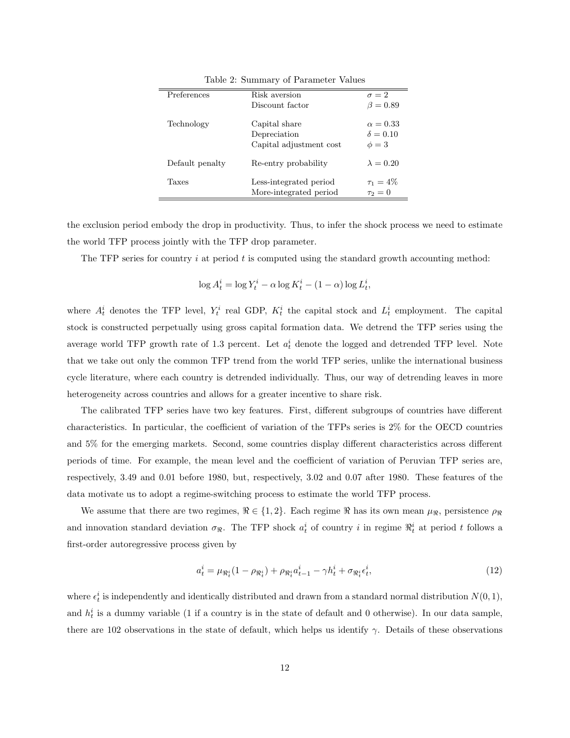Table 2: Summary of Parameter Values

| | | |
|---|---|---|
| Preferences | Risk aversion | $\sigma = 2$ |
| | Discount factor | $\beta = 0.89$ |
| Technology | Capital share | $\alpha = 0.33$ |
| | Depreciation | $\delta = 0.10$ |
| | Capital adjustment cost | $\phi = 3$ |
| Default penalty | Re-entry probability | $\lambda = 0.20$ |
| Taxes | Less-integrated period | $\tau_1 = 4\%$ |
| | More-integrated period | $\tau_2 = 0$ |

the exclusion period embody the drop in productivity. Thus, to infer the shock process we need to estimate the world TFP process jointly with the TFP drop parameter.

The TFP series for country $i$ at period $t$ is computed using the standard growth accounting method:

$$\log A_t^i = \log Y_t^i - \alpha \log K_t^i - (1-\alpha) \log L_t^i,$$

where $A_t^i$ denotes the TFP level, $Y_t^i$ real GDP, $K_t^i$ the capital stock and $L_t^i$ employment. The capital stock is constructed perpetually using gross capital formation data. We detrend the TFP series using the average world TFP growth rate of 1.3 percent. Let $a_t^i$ denote the logged and detrended TFP level. Note that we take out only the common TFP trend from the world TFP series, unlike the international business cycle literature, where each country is detrended individually. Thus, our way of detrending leaves in more heterogeneity across countries and allows for a greater incentive to share risk.

The calibrated TFP series have two key features. First, different subgroups of countries have different characteristics. In particular, the coefficient of variation of the TFPs series is 2% for the OECD countries and 5% for the emerging markets. Second, some countries display different characteristics across different periods of time. For example, the mean level and the coefficient of variation of Peruvian TFP series are, respectively, 3.49 and 0.01 before 1980, but, respectively, 3.02 and 0.07 after 1980. These features of the data motivate us to adopt a regime-switching process to estimate the world TFP process.

We assume that there are two regimes, $\Re \in \{1, 2\}$. Each regime $\Re$ has its own mean $\mu_{\Re}$, persistence $\rho_{\Re}$ and innovation standard deviation $\sigma_{\Re}$. The TFP shock $a_t^i$ of country $i$ in regime $\Re_t^i$ at period $t$ follows a first-order autoregressive process given by

$$a_t^i = \mu_{\Re_t^i}(1 - \rho_{\Re_t^i}) + \rho_{\Re_t^i} a_{t-1}^i - \gamma h_t^i + \sigma_{\Re_t^i} \epsilon_t^i, \tag{12}$$

where $\epsilon_t^i$ is independently and identically distributed and drawn from a standard normal distribution $N(0,1)$, and $h_t^i$ is a dummy variable (1 if a country is in the state of default and 0 otherwise). In our data sample, there are 102 observations in the state of default, which helps us identify $\gamma$. Details of these observations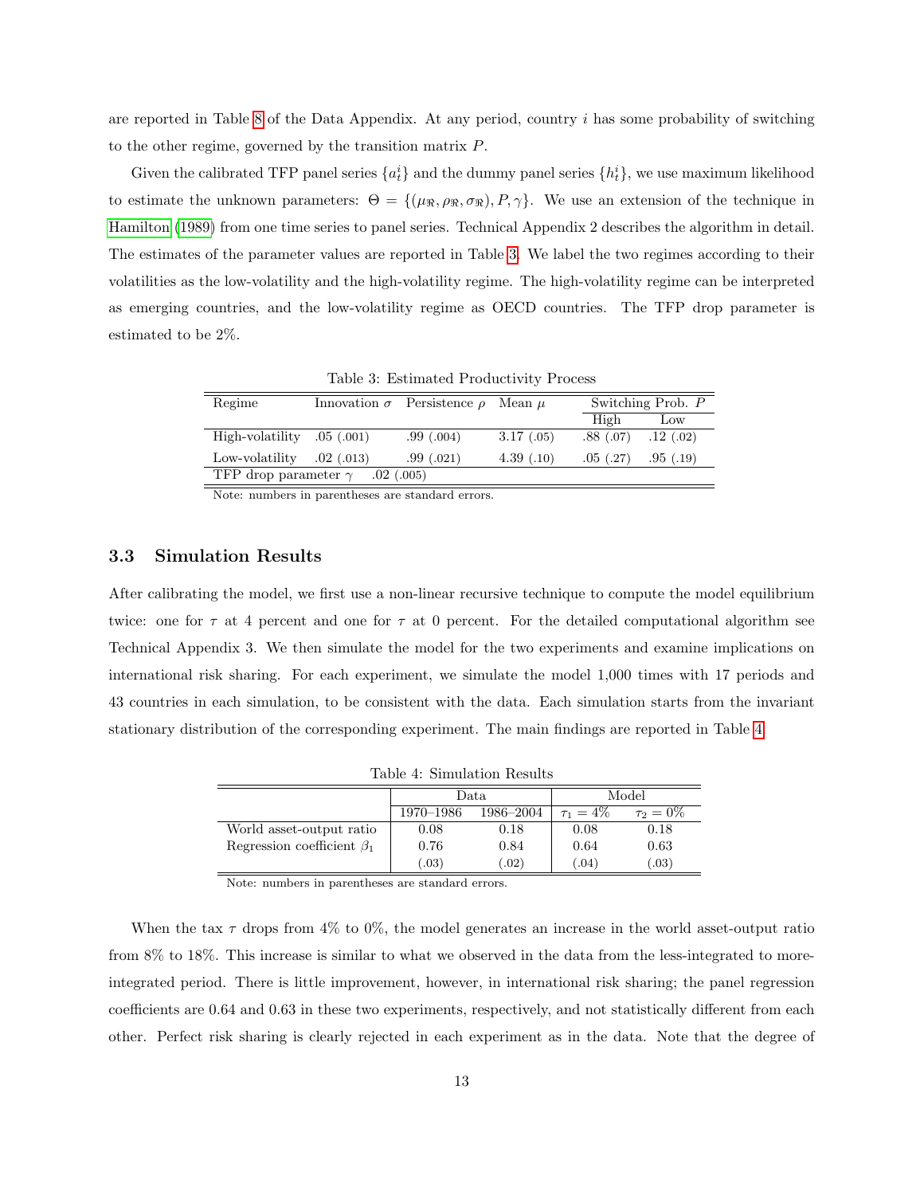are reported in Table 8 of the Data Appendix. At any period, country $i$ has some probability of switching to the other regime, governed by the transition matrix $P$.

Given the calibrated TFP panel series $\{a_t^i\}$ and the dummy panel series $\{h_t^i\}$, we use maximum likelihood to estimate the unknown parameters: $\Theta = \{(\mu_{\Re}, \rho_{\Re}, \sigma_{\Re}), P, \gamma\}$. We use an extension of the technique in Hamilton (1989) from one time series to panel series. Technical Appendix 2 describes the algorithm in detail. The estimates of the parameter values are reported in Table 3. We label the two regimes according to their volatilities as the low-volatility and the high-volatility regime. The high-volatility regime can be interpreted as emerging countries, and the low-volatility regime as OECD countries. The TFP drop parameter is estimated to be 2%.

Table 3: Estimated Productivity Process

| Regime | Innovation $\sigma$ | Persistence $\rho$ | Mean $\mu$ | Switching Prob. $P$ | |
|---|---|---|---|---|---|
| | | | | High | Low |
| High-volatility | .05 (.001) | .99 (.004) | 3.17 (.05) | .88 (.07) | .12 (.02) |
| Low-volatility | .02 (.013) | .99 (.021) | 4.39 (.10) | .05 (.27) | .95 (.19) |
| TFP drop parameter $\gamma$ | .02 (.005) | | | | |

Note: numbers in parentheses are standard errors.

### 3.3 Simulation Results

After calibrating the model, we first use a non-linear recursive technique to compute the model equilibrium twice: one for $\tau$ at 4 percent and one for $\tau$ at 0 percent. For the detailed computational algorithm see Technical Appendix 3. We then simulate the model for the two experiments and examine implications on international risk sharing. For each experiment, we simulate the model 1,000 times with 17 periods and 43 countries in each simulation, to be consistent with the data. Each simulation starts from the invariant stationary distribution of the corresponding experiment. The main findings are reported in Table 4.

Table 4: Simulation Results

| | Data | | Model | |
|---|---|---|---|---|
| | 1970–1986 | 1986–2004 | $\tau_1 = 4\%$ | $\tau_2 = 0\%$ |
| World asset-output ratio | 0.08 | 0.18 | 0.08 | 0.18 |
| Regression coefficient $\beta_1$ | 0.76 | 0.84 | 0.64 | 0.63 |
| | (.03) | (.02) | (.04) | (.03) |

Note: numbers in parentheses are standard errors.

When the tax $\tau$ drops from 4% to 0%, the model generates an increase in the world asset-output ratio from 8% to 18%. This increase is similar to what we observed in the data from the less-integrated to more-integrated period. There is little improvement, however, in international risk sharing; the panel regression coefficients are 0.64 and 0.63 in these two experiments, respectively, and not statistically different from each other. Perfect risk sharing is clearly rejected in each experiment as in the data. Note that the degree of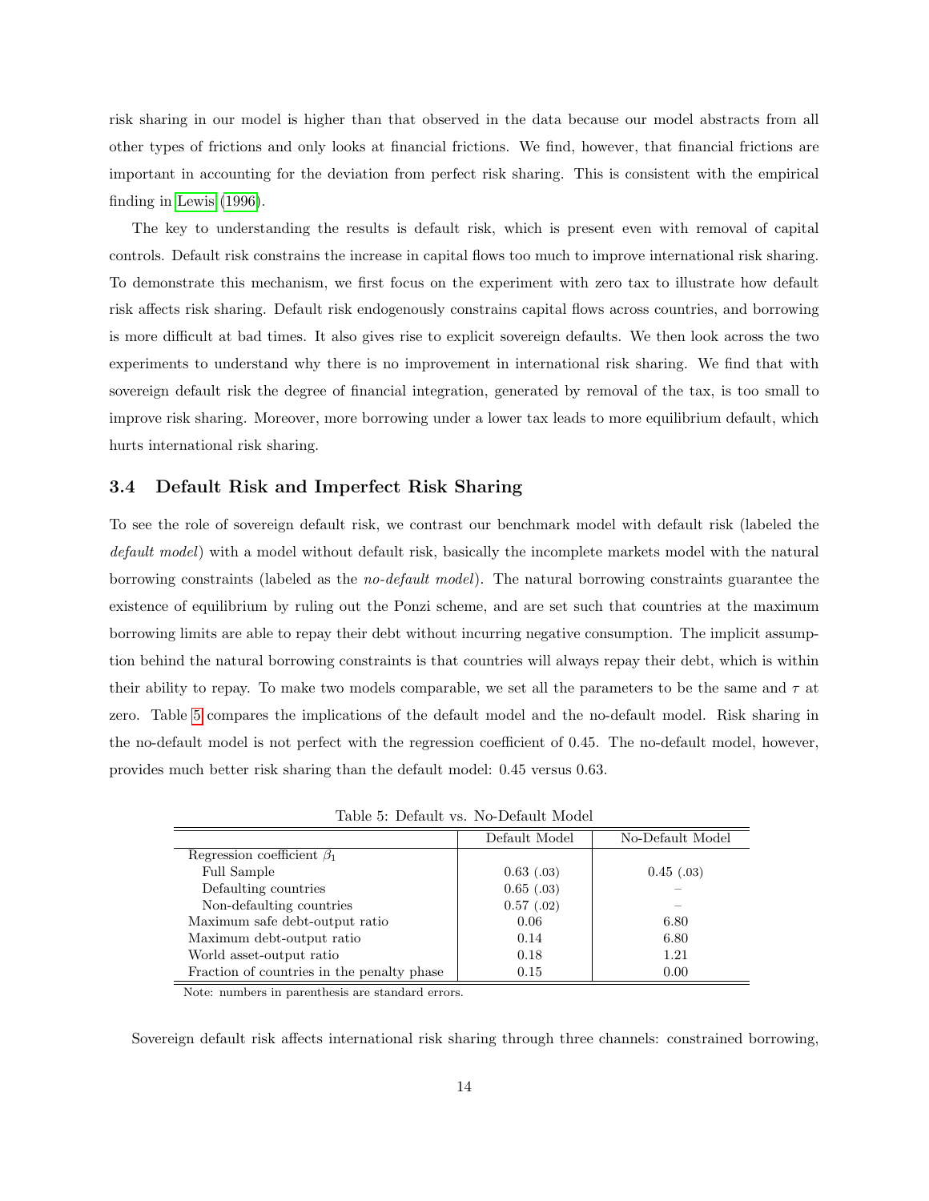risk sharing in our model is higher than that observed in the data because our model abstracts from all other types of frictions and only looks at financial frictions. We find, however, that financial frictions are important in accounting for the deviation from perfect risk sharing. This is consistent with the empirical finding in Lewis (1996).

The key to understanding the results is default risk, which is present even with removal of capital controls. Default risk constrains the increase in capital flows too much to improve international risk sharing. To demonstrate this mechanism, we first focus on the experiment with zero tax to illustrate how default risk affects risk sharing. Default risk endogenously constrains capital flows across countries, and borrowing is more difficult at bad times. It also gives rise to explicit sovereign defaults. We then look across the two experiments to understand why there is no improvement in international risk sharing. We find that with sovereign default risk the degree of financial integration, generated by removal of the tax, is too small to improve risk sharing. Moreover, more borrowing under a lower tax leads to more equilibrium default, which hurts international risk sharing.

### 3.4 Default Risk and Imperfect Risk Sharing

To see the role of sovereign default risk, we contrast our benchmark model with default risk (labeled the *default model*) with a model without default risk, basically the incomplete markets model with the natural borrowing constraints (labeled as the *no-default model*). The natural borrowing constraints guarantee the existence of equilibrium by ruling out the Ponzi scheme, and are set such that countries at the maximum borrowing limits are able to repay their debt without incurring negative consumption. The implicit assumption behind the natural borrowing constraints is that countries will always repay their debt, which is within their ability to repay. To make two models comparable, we set all the parameters to be the same and $\tau$ at zero. Table 5 compares the implications of the default model and the no-default model. Risk sharing in the no-default model is not perfect with the regression coefficient of 0.45. The no-default model, however, provides much better risk sharing than the default model: 0.45 versus 0.63.

Table 5: Default vs. No-Default Model

| | Default Model | No-Default Model |
|---|---|---|
| Regression coefficient $\beta_1$ | | |
| Full Sample | 0.63 (.03) | 0.45 (.03) |
| Defaulting countries | 0.65 (.03) | – |
| Non-defaulting countries | 0.57 (.02) | – |
| Maximum safe debt-output ratio | 0.06 | 6.80 |
| Maximum debt-output ratio | 0.14 | 6.80 |
| World asset-output ratio | 0.18 | 1.21 |
| Fraction of countries in the penalty phase | 0.15 | 0.00 |

Note: numbers in parenthesis are standard errors.

Sovereign default risk affects international risk sharing through three channels: constrained borrowing,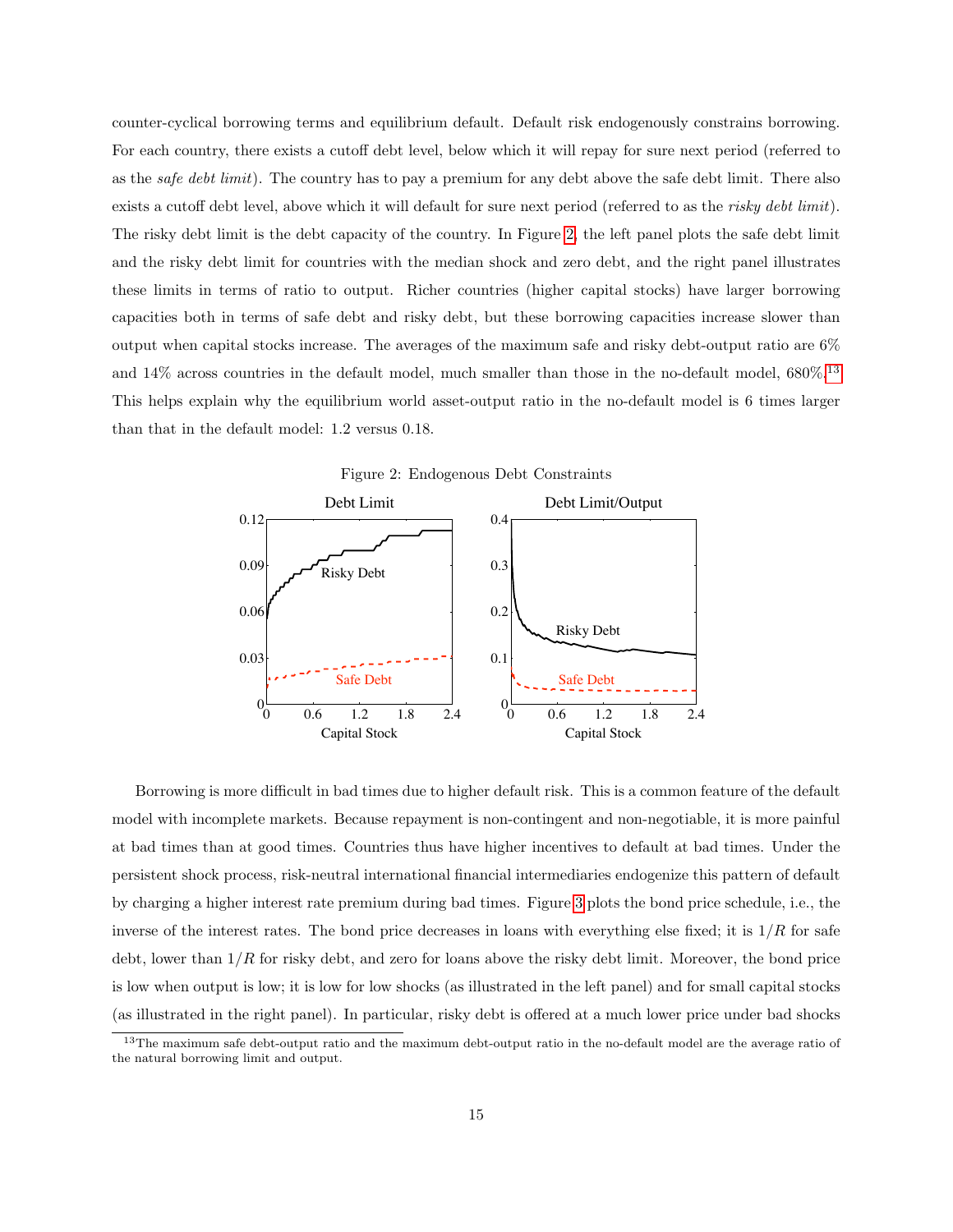counter-cyclical borrowing terms and equilibrium default. Default risk endogenously constrains borrowing. For each country, there exists a cutoff debt level, below which it will repay for sure next period (referred to as the *safe debt limit*). The country has to pay a premium for any debt above the safe debt limit. There also exists a cutoff debt level, above which it will default for sure next period (referred to as the *risky debt limit*). The risky debt limit is the debt capacity of the country. In Figure 2, the left panel plots the safe debt limit and the risky debt limit for countries with the median shock and zero debt, and the right panel illustrates these limits in terms of ratio to output. Richer countries (higher capital stocks) have larger borrowing capacities both in terms of safe debt and risky debt, but these borrowing capacities increase slower than output when capital stocks increase. The averages of the maximum safe and risky debt-output ratio are 6% and 14% across countries in the default model, much smaller than those in the no-default model, 680%.[13] This helps explain why the equilibrium world asset-output ratio in the no-default model is 6 times larger than that in the default model: 1.2 versus 0.18.

Figure 2: Endogenous Debt Constraints

Borrowing is more difficult in bad times due to higher default risk. This is a common feature of the default model with incomplete markets. Because repayment is non-contingent and non-negotiable, it is more painful at bad times than at good times. Countries thus have higher incentives to default at bad times. Under the persistent shock process, risk-neutral international financial intermediaries endogenize this pattern of default by charging a higher interest rate premium during bad times. Figure 3 plots the bond price schedule, i.e., the inverse of the interest rates. The bond price decreases in loans with everything else fixed; it is $1/R$ for safe debt, lower than $1/R$ for risky debt, and zero for loans above the risky debt limit. Moreover, the bond price is low when output is low; it is low for low shocks (as illustrated in the left panel) and for small capital stocks (as illustrated in the right panel). In particular, risky debt is offered at a much lower price under bad shocks

[13]The maximum safe debt-output ratio and the maximum debt-output ratio in the no-default model are the average ratio of the natural borrowing limit and output.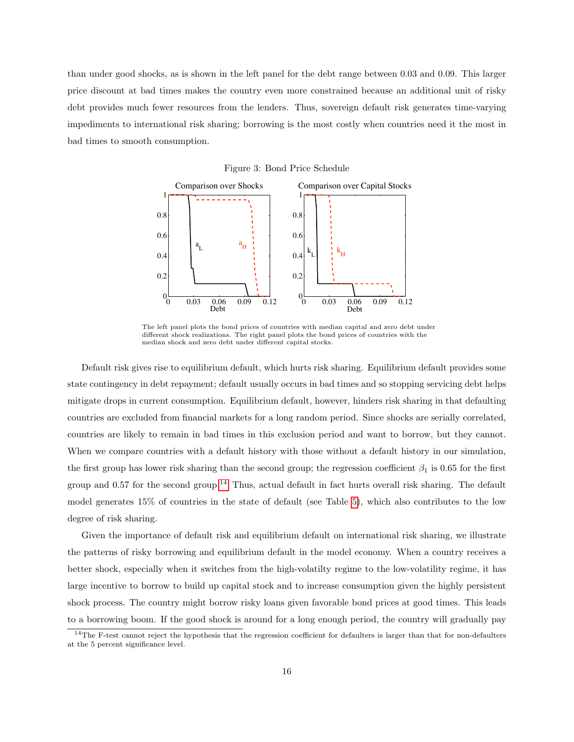than under good shocks, as is shown in the left panel for the debt range between 0.03 and 0.09. This larger price discount at bad times makes the country even more constrained because an additional unit of risky debt provides much fewer resources from the lenders. Thus, sovereign default risk generates time-varying impediments to international risk sharing; borrowing is the most costly when countries need it the most in bad times to smooth consumption.

Figure 3: Bond Price Schedule

The left panel plots the bond prices of countries with median capital and zero debt under different shock realizations. The right panel plots the bond prices of countries with the median shock and zero debt under different capital stocks.

Default risk gives rise to equilibrium default, which hurts risk sharing. Equilibrium default provides some state contingency in debt repayment; default usually occurs in bad times and so stopping servicing debt helps mitigate drops in current consumption. Equilibrium default, however, hinders risk sharing in that defaulting countries are excluded from financial markets for a long random period. Since shocks are serially correlated, countries are likely to remain in bad times in this exclusion period and want to borrow, but they cannot. When we compare countries with a default history with those without a default history in our simulation, the first group has lower risk sharing than the second group; the regression coefficient $\beta_1$ is 0.65 for the first group and 0.57 for the second group.[14] Thus, actual default in fact hurts overall risk sharing. The default model generates 15% of countries in the state of default (see Table 5), which also contributes to the low degree of risk sharing.

Given the importance of default risk and equilibrium default on international risk sharing, we illustrate the patterns of risky borrowing and equilibrium default in the model economy. When a country receives a better shock, especially when it switches from the high-volatilty regime to the low-volatility regime, it has large incentive to borrow to build up capital stock and to increase consumption given the highly persistent shock process. The country might borrow risky loans given favorable bond prices at good times. This leads to a borrowing boom. If the good shock is around for a long enough period, the country will gradually pay

[14] The F-test cannot reject the hypothesis that the regression coefficient for defaulters is larger than that for non-defaulters at the 5 percent significance level.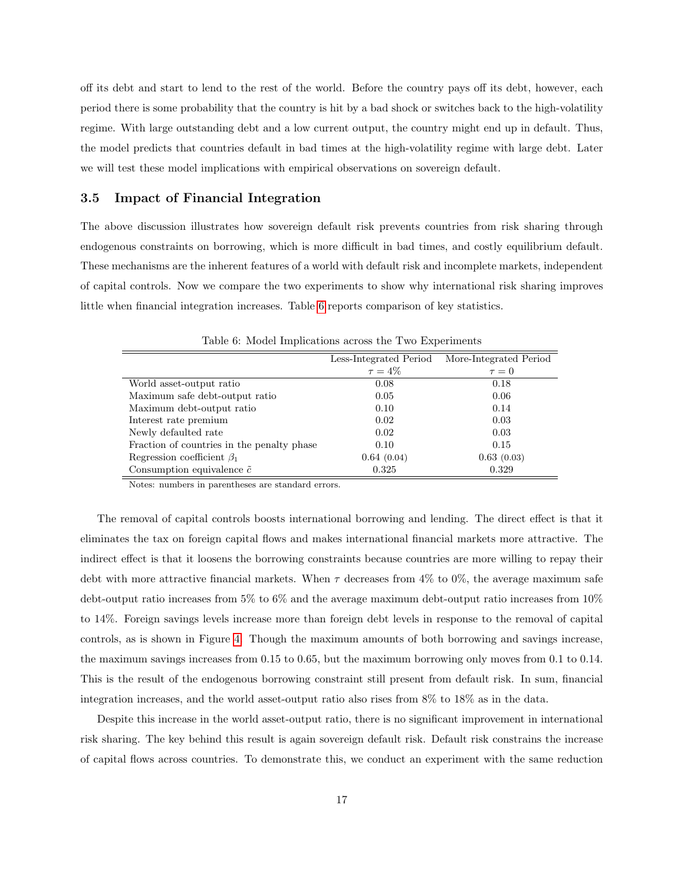off its debt and start to lend to the rest of the world. Before the country pays off its debt, however, each period there is some probability that the country is hit by a bad shock or switches back to the high-volatility regime. With large outstanding debt and a low current output, the country might end up in default. Thus, the model predicts that countries default in bad times at the high-volatility regime with large debt. Later we will test these model implications with empirical observations on sovereign default.

### 3.5 Impact of Financial Integration

The above discussion illustrates how sovereign default risk prevents countries from risk sharing through endogenous constraints on borrowing, which is more difficult in bad times, and costly equilibrium default. These mechanisms are the inherent features of a world with default risk and incomplete markets, independent of capital controls. Now we compare the two experiments to show why international risk sharing improves little when financial integration increases. Table 6 reports comparison of key statistics.

Table 6: Model Implications across the Two Experiments

| | Less-Integrated Period $\tau = 4\%$ | More-Integrated Period $\tau = 0$ |
|---|---|---|
| World asset-output ratio | 0.08 | 0.18 |
| Maximum safe debt-output ratio | 0.05 | 0.06 |
| Maximum debt-output ratio | 0.10 | 0.14 |
| Interest rate premium | 0.02 | 0.03 |
| Newly defaulted rate | 0.02 | 0.03 |
| Fraction of countries in the penalty phase | 0.10 | 0.15 |
| Regression coefficient $\beta_1$ | 0.64 (0.04) | 0.63 (0.03) |
| Consumption equivalence $\tilde{c}$ | 0.325 | 0.329 |

Notes: numbers in parentheses are standard errors.

The removal of capital controls boosts international borrowing and lending. The direct effect is that it eliminates the tax on foreign capital flows and makes international financial markets more attractive. The indirect effect is that it loosens the borrowing constraints because countries are more willing to repay their debt with more attractive financial markets. When $\tau$ decreases from 4% to 0%, the average maximum safe debt-output ratio increases from 5% to 6% and the average maximum debt-output ratio increases from 10% to 14%. Foreign savings levels increase more than foreign debt levels in response to the removal of capital controls, as is shown in Figure 4. Though the maximum amounts of both borrowing and savings increase, the maximum savings increases from 0.15 to 0.65, but the maximum borrowing only moves from 0.1 to 0.14. This is the result of the endogenous borrowing constraint still present from default risk. In sum, financial integration increases, and the world asset-output ratio also rises from 8% to 18% as in the data.

Despite this increase in the world asset-output ratio, there is no significant improvement in international risk sharing. The key behind this result is again sovereign default risk. Default risk constrains the increase of capital flows across countries. To demonstrate this, we conduct an experiment with the same reduction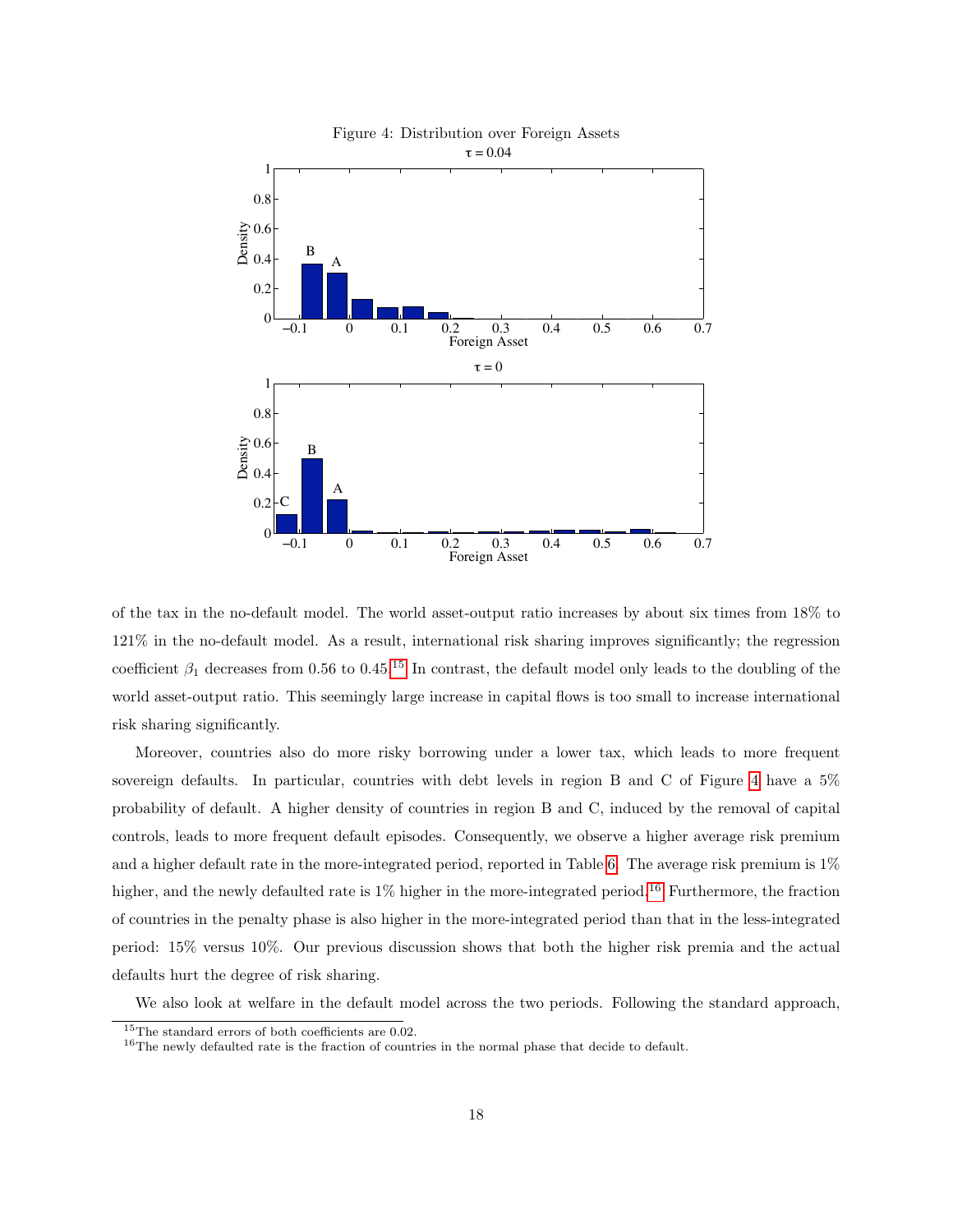Figure 4: Distribution over Foreign Assets

of the tax in the no-default model. The world asset-output ratio increases by about six times from 18% to 121% in the no-default model. As a result, international risk sharing improves significantly; the regression coefficient $\beta_1$ decreases from 0.56 to 0.45.[15] In contrast, the default model only leads to the doubling of the world asset-output ratio. This seemingly large increase in capital flows is too small to increase international risk sharing significantly.

Moreover, countries also do more risky borrowing under a lower tax, which leads to more frequent sovereign defaults. In particular, countries with debt levels in region B and C of Figure 4 have a 5% probability of default. A higher density of countries in region B and C, induced by the removal of capital controls, leads to more frequent default episodes. Consequently, we observe a higher average risk premium and a higher default rate in the more-integrated period, reported in Table 6. The average risk premium is 1% higher, and the newly defaulted rate is 1% higher in the more-integrated period.[16] Furthermore, the fraction of countries in the penalty phase is also higher in the more-integrated period than that in the less-integrated period: 15% versus 10%. Our previous discussion shows that both the higher risk premia and the actual defaults hurt the degree of risk sharing.

We also look at welfare in the default model across the two periods. Following the standard approach,

[15] The standard errors of both coefficients are 0.02.

[16] The newly defaulted rate is the fraction of countries in the normal phase that decide to default.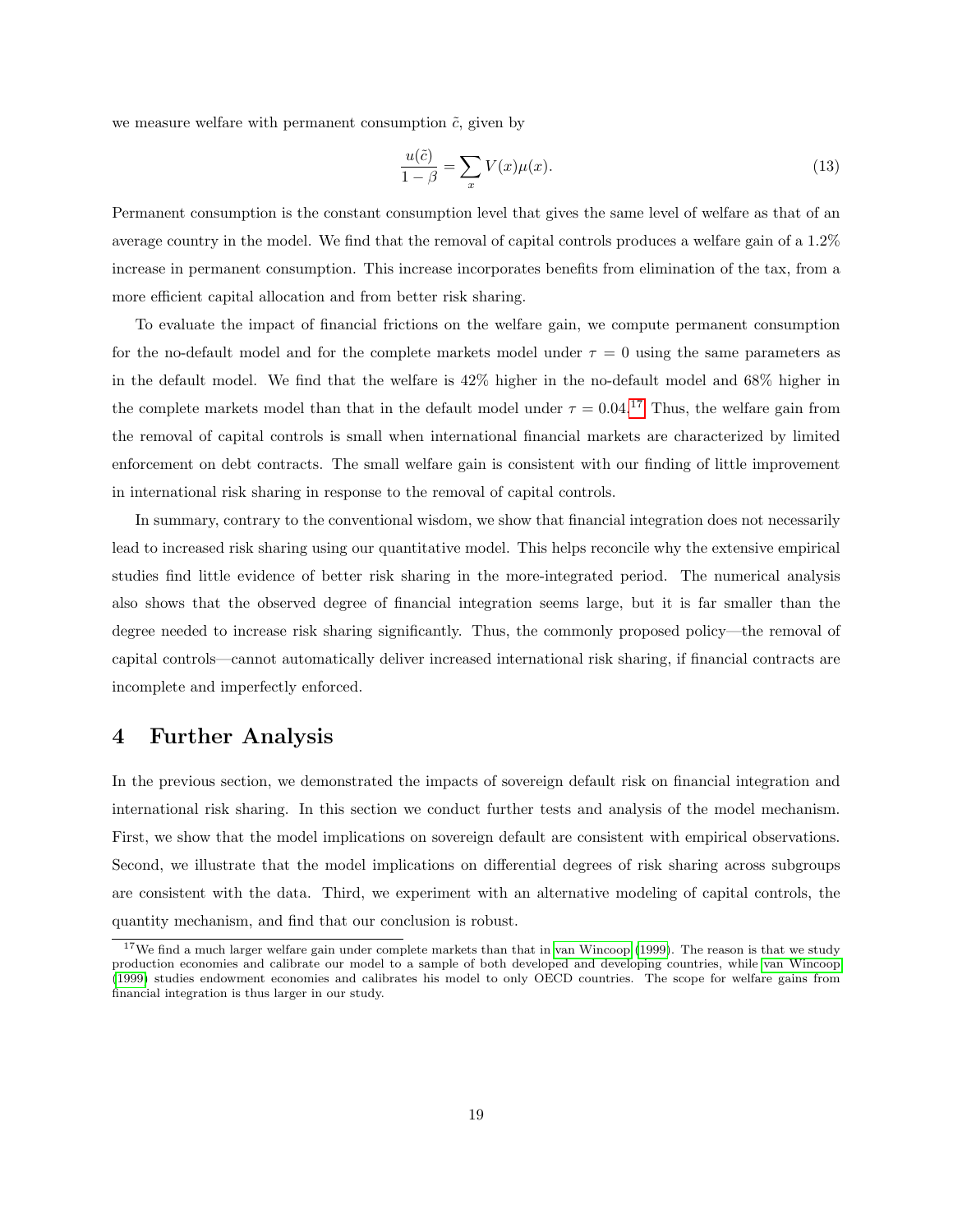we measure welfare with permanent consumption $\tilde{c}$, given by

$$\frac{u(\tilde{c})}{1-\beta} = \sum_x V(x)\mu(x). \tag{13}$$

Permanent consumption is the constant consumption level that gives the same level of welfare as that of an average country in the model. We find that the removal of capital controls produces a welfare gain of a 1.2% increase in permanent consumption. This increase incorporates benefits from elimination of the tax, from a more efficient capital allocation and from better risk sharing.

To evaluate the impact of financial frictions on the welfare gain, we compute permanent consumption for the no-default model and for the complete markets model under $\tau = 0$ using the same parameters as in the default model. We find that the welfare is 42% higher in the no-default model and 68% higher in the complete markets model than that in the default model under $\tau = 0.04$.[17] Thus, the welfare gain from the removal of capital controls is small when international financial markets are characterized by limited enforcement on debt contracts. The small welfare gain is consistent with our finding of little improvement in international risk sharing in response to the removal of capital controls.

In summary, contrary to the conventional wisdom, we show that financial integration does not necessarily lead to increased risk sharing using our quantitative model. This helps reconcile why the extensive empirical studies find little evidence of better risk sharing in the more-integrated period. The numerical analysis also shows that the observed degree of financial integration seems large, but it is far smaller than the degree needed to increase risk sharing significantly. Thus, the commonly proposed policy—the removal of capital controls—cannot automatically deliver increased international risk sharing, if financial contracts are incomplete and imperfectly enforced.

# 4 Further Analysis

In the previous section, we demonstrated the impacts of sovereign default risk on financial integration and international risk sharing. In this section we conduct further tests and analysis of the model mechanism. First, we show that the model implications on sovereign default are consistent with empirical observations. Second, we illustrate that the model implications on differential degrees of risk sharing across subgroups are consistent with the data. Third, we experiment with an alternative modeling of capital controls, the quantity mechanism, and find that our conclusion is robust.

[17] We find a much larger welfare gain under complete markets than that in van Wincoop (1999). The reason is that we study production economies and calibrate our model to a sample of both developed and developing countries, while van Wincoop (1999) studies endowment economies and calibrates his model to only OECD countries. The scope for welfare gains from financial integration is thus larger in our study.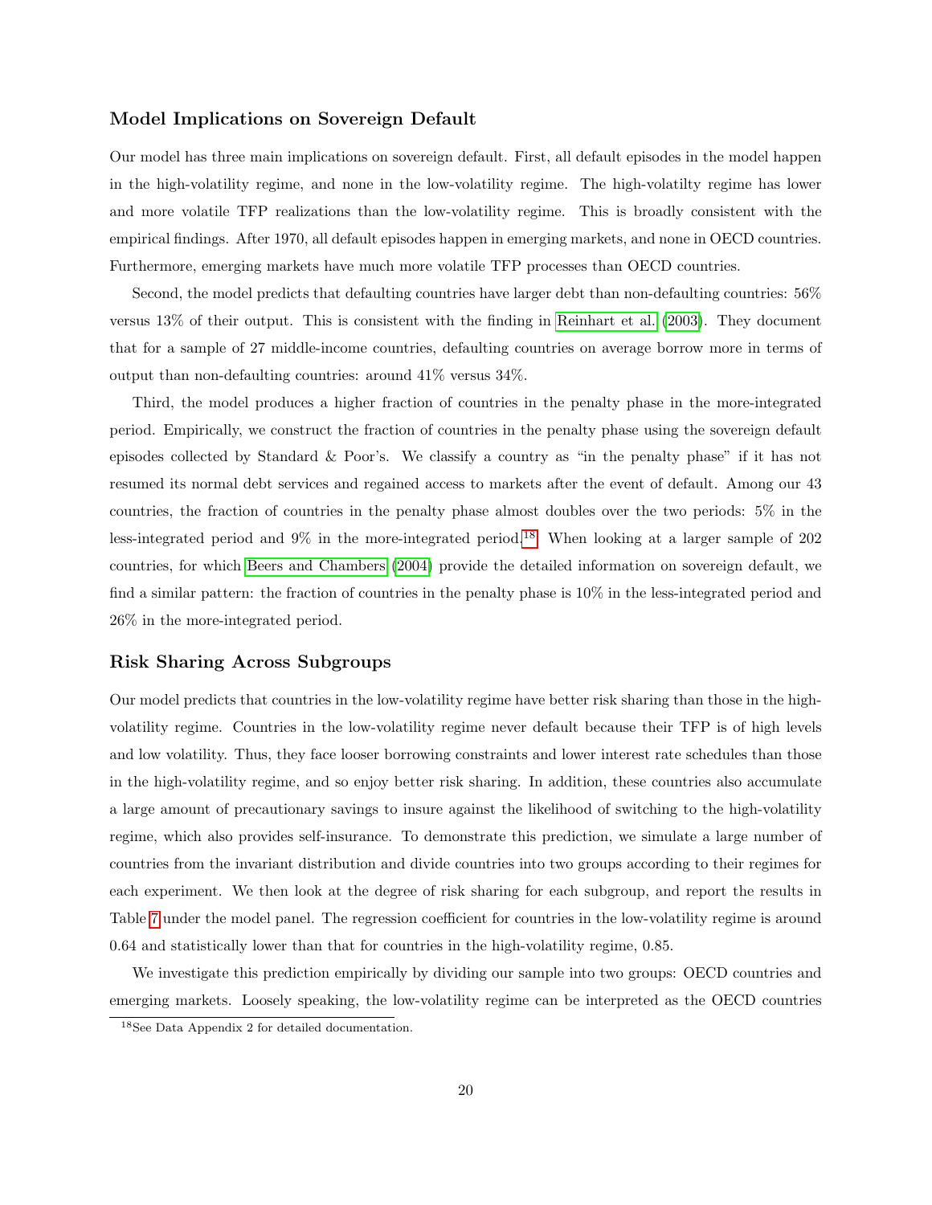### Model Implications on Sovereign Default

Our model has three main implications on sovereign default. First, all default episodes in the model happen in the high-volatility regime, and none in the low-volatility regime. The high-volatilty regime has lower and more volatile TFP realizations than the low-volatility regime. This is broadly consistent with the empirical findings. After 1970, all default episodes happen in emerging markets, and none in OECD countries. Furthermore, emerging markets have much more volatile TFP processes than OECD countries.

Second, the model predicts that defaulting countries have larger debt than non-defaulting countries: 56% versus 13% of their output. This is consistent with the finding in Reinhart et al. (2003). They document that for a sample of 27 middle-income countries, defaulting countries on average borrow more in terms of output than non-defaulting countries: around 41% versus 34%.

Third, the model produces a higher fraction of countries in the penalty phase in the more-integrated period. Empirically, we construct the fraction of countries in the penalty phase using the sovereign default episodes collected by Standard & Poor's. We classify a country as "in the penalty phase" if it has not resumed its normal debt services and regained access to markets after the event of default. Among our 43 countries, the fraction of countries in the penalty phase almost doubles over the two periods: 5% in the less-integrated period and 9% in the more-integrated period.[18] When looking at a larger sample of 202 countries, for which Beers and Chambers (2004) provide the detailed information on sovereign default, we find a similar pattern: the fraction of countries in the penalty phase is 10% in the less-integrated period and 26% in the more-integrated period.

### Risk Sharing Across Subgroups

Our model predicts that countries in the low-volatility regime have better risk sharing than those in the high-volatility regime. Countries in the low-volatility regime never default because their TFP is of high levels and low volatility. Thus, they face looser borrowing constraints and lower interest rate schedules than those in the high-volatility regime, and so enjoy better risk sharing. In addition, these countries also accumulate a large amount of precautionary savings to insure against the likelihood of switching to the high-volatility regime, which also provides self-insurance. To demonstrate this prediction, we simulate a large number of countries from the invariant distribution and divide countries into two groups according to their regimes for each experiment. We then look at the degree of risk sharing for each subgroup, and report the results in Table 7 under the model panel. The regression coefficient for countries in the low-volatility regime is around 0.64 and statistically lower than that for countries in the high-volatility regime, 0.85.

We investigate this prediction empirically by dividing our sample into two groups: OECD countries and emerging markets. Loosely speaking, the low-volatility regime can be interpreted as the OECD countries

[18] See Data Appendix 2 for detailed documentation.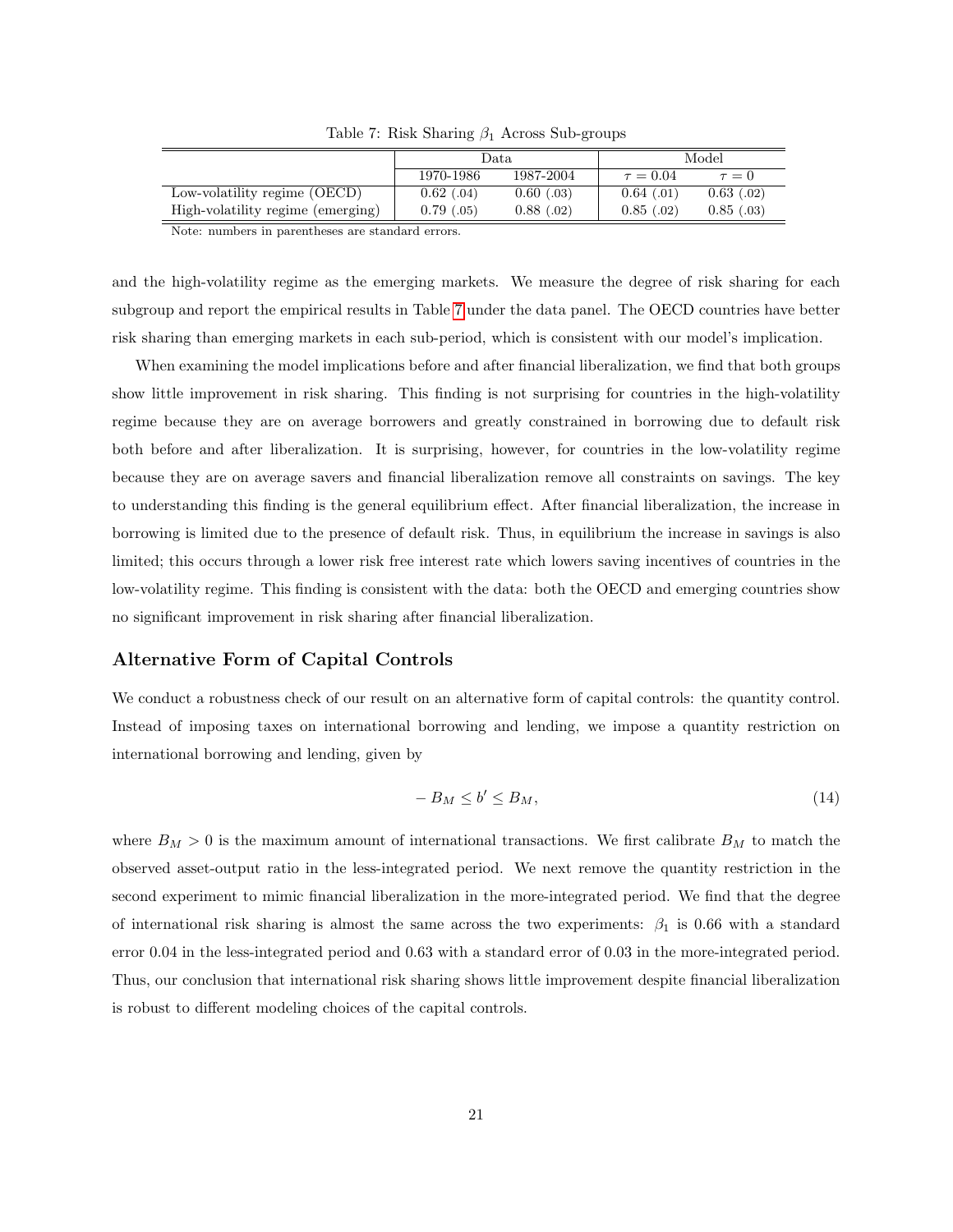Table 7: Risk Sharing $\beta_1$ Across Sub-groups

| | Data | | Model | |
|---|---|---|---|---|
| | 1970-1986 | 1987-2004 | $\tau = 0.04$ | $\tau = 0$ |
| Low-volatility regime (OECD) | 0.62 (.04) | 0.60 (.03) | 0.64 (.01) | 0.63 (.02) |
| High-volatility regime (emerging) | 0.79 (.05) | 0.88 (.02) | 0.85 (.02) | 0.85 (.03) |

Note: numbers in parentheses are standard errors.

and the high-volatility regime as the emerging markets. We measure the degree of risk sharing for each subgroup and report the empirical results in Table 7 under the data panel. The OECD countries have better risk sharing than emerging markets in each sub-period, which is consistent with our model's implication.

When examining the model implications before and after financial liberalization, we find that both groups show little improvement in risk sharing. This finding is not surprising for countries in the high-volatility regime because they are on average borrowers and greatly constrained in borrowing due to default risk both before and after liberalization. It is surprising, however, for countries in the low-volatility regime because they are on average savers and financial liberalization remove all constraints on savings. The key to understanding this finding is the general equilibrium effect. After financial liberalization, the increase in borrowing is limited due to the presence of default risk. Thus, in equilibrium the increase in savings is also limited; this occurs through a lower risk free interest rate which lowers saving incentives of countries in the low-volatility regime. This finding is consistent with the data: both the OECD and emerging countries show no significant improvement in risk sharing after financial liberalization.

### Alternative Form of Capital Controls

We conduct a robustness check of our result on an alternative form of capital controls: the quantity control. Instead of imposing taxes on international borrowing and lending, we impose a quantity restriction on international borrowing and lending, given by

$$-B_M \le b' \le B_M, \tag{14}$$

where $B_M > 0$ is the maximum amount of international transactions. We first calibrate $B_M$ to match the observed asset-output ratio in the less-integrated period. We next remove the quantity restriction in the second experiment to mimic financial liberalization in the more-integrated period. We find that the degree of international risk sharing is almost the same across the two experiments: $\beta_1$ is 0.66 with a standard error 0.04 in the less-integrated period and 0.63 with a standard error of 0.03 in the more-integrated period. Thus, our conclusion that international risk sharing shows little improvement despite financial liberalization is robust to different modeling choices of the capital controls.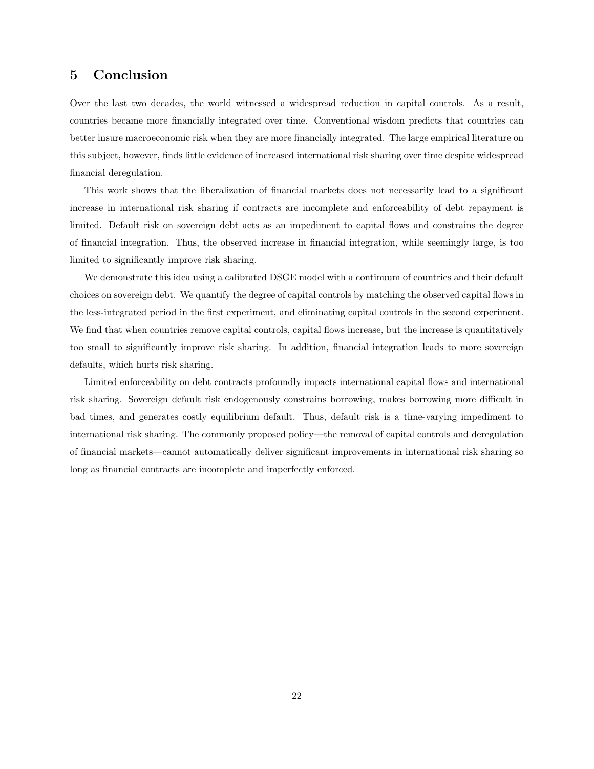## 5 Conclusion

Over the last two decades, the world witnessed a widespread reduction in capital controls. As a result, countries became more financially integrated over time. Conventional wisdom predicts that countries can better insure macroeconomic risk when they are more financially integrated. The large empirical literature on this subject, however, finds little evidence of increased international risk sharing over time despite widespread financial deregulation.

This work shows that the liberalization of financial markets does not necessarily lead to a significant increase in international risk sharing if contracts are incomplete and enforceability of debt repayment is limited. Default risk on sovereign debt acts as an impediment to capital flows and constrains the degree of financial integration. Thus, the observed increase in financial integration, while seemingly large, is too limited to significantly improve risk sharing.

We demonstrate this idea using a calibrated DSGE model with a continuum of countries and their default choices on sovereign debt. We quantify the degree of capital controls by matching the observed capital flows in the less-integrated period in the first experiment, and eliminating capital controls in the second experiment. We find that when countries remove capital controls, capital flows increase, but the increase is quantitatively too small to significantly improve risk sharing. In addition, financial integration leads to more sovereign defaults, which hurts risk sharing.

Limited enforceability on debt contracts profoundly impacts international capital flows and international risk sharing. Sovereign default risk endogenously constrains borrowing, makes borrowing more difficult in bad times, and generates costly equilibrium default. Thus, default risk is a time-varying impediment to international risk sharing. The commonly proposed policy—the removal of capital controls and deregulation of financial markets—cannot automatically deliver significant improvements in international risk sharing so long as financial contracts are incomplete and imperfectly enforced.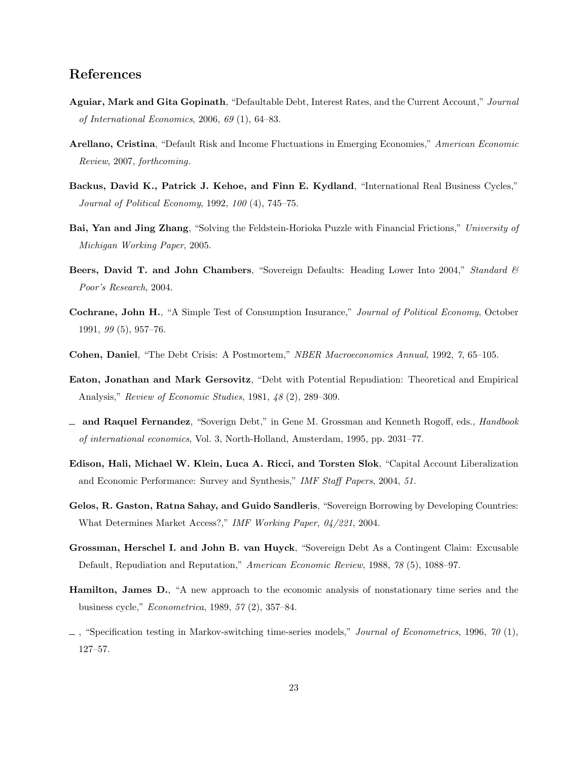## References

**Aguiar, Mark and Gita Gopinath**, "Defaultable Debt, Interest Rates, and the Current Account," *Journal of International Economics*, 2006, *69* (1), 64–83.

**Arellano, Cristina**, "Default Risk and Income Fluctuations in Emerging Economies," *American Economic Review*, 2007, *forthcoming.*

**Backus, David K., Patrick J. Kehoe, and Finn E. Kydland**, "International Real Business Cycles," *Journal of Political Economy*, 1992, *100* (4), 745–75.

**Bai, Yan and Jing Zhang**, "Solving the Feldstein-Horioka Puzzle with Financial Frictions," *University of Michigan Working Paper*, 2005.

**Beers, David T. and John Chambers**, "Sovereign Defaults: Heading Lower Into 2004," *Standard & Poor's Research*, 2004.

**Cochrane, John H.**, "A Simple Test of Consumption Insurance," *Journal of Political Economy*, October 1991, *99* (5), 957–76.

**Cohen, Daniel**, "The Debt Crisis: A Postmortem," *NBER Macroeconomics Annual*, 1992, *7*, 65–105.

**Eaton, Jonathan and Mark Gersovitz**, "Debt with Potential Repudiation: Theoretical and Empirical Analysis," *Review of Economic Studies*, 1981, *48* (2), 289–309.

_ **and Raquel Fernandez**, "Soverign Debt," in Gene M. Grossman and Kenneth Rogoff, eds., *Handbook of international economics*, Vol. 3, North-Holland, Amsterdam, 1995, pp. 2031–77.

**Edison, Hali, Michael W. Klein, Luca A. Ricci, and Torsten Slok**, "Capital Account Liberalization and Economic Performance: Survey and Synthesis," *IMF Staff Papers*, 2004, *51*.

**Gelos, R. Gaston, Ratna Sahay, and Guido Sandleris**, "Sovereign Borrowing by Developing Countries: What Determines Market Access?," *IMF Working Paper, 04/221*, 2004.

**Grossman, Herschel I. and John B. van Huyck**, "Sovereign Debt As a Contingent Claim: Excusable Default, Repudiation and Reputation," *American Economic Review*, 1988, *78* (5), 1088–97.

**Hamilton, James D.**, "A new approach to the economic analysis of nonstationary time series and the business cycle," *Econometrica*, 1989, *57* (2), 357–84.

_ , "Specification testing in Markov-switching time-series models," *Journal of Econometrics*, 1996, *70* (1), 127–57.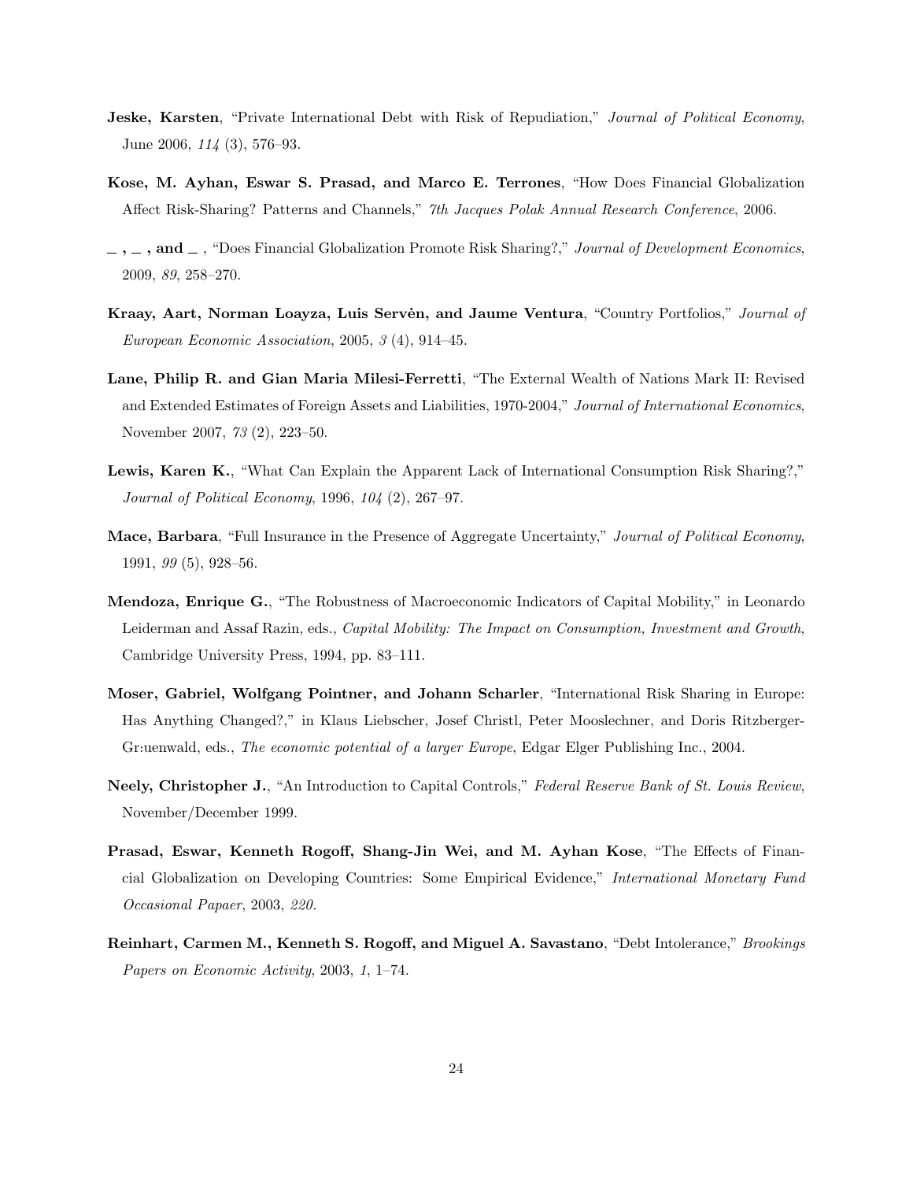**Jeske, Karsten**, "Private International Debt with Risk of Repudiation," *Journal of Political Economy*, June 2006, *114* (3), 576–93.

**Kose, M. Ayhan, Eswar S. Prasad, and Marco E. Terrones**, "How Does Financial Globalization Affect Risk-Sharing? Patterns and Channels," *7th Jacques Polak Annual Research Conference*, 2006.

**_ , _ , and _** , "Does Financial Globalization Promote Risk Sharing?," *Journal of Development Economics*, 2009, *89*, 258–270.

**Kraay, Aart, Norman Loayza, Luis Servėn, and Jaume Ventura**, "Country Portfolios," *Journal of European Economic Association*, 2005, *3* (4), 914–45.

**Lane, Philip R. and Gian Maria Milesi-Ferretti**, "The External Wealth of Nations Mark II: Revised and Extended Estimates of Foreign Assets and Liabilities, 1970-2004," *Journal of International Economics*, November 2007, *73* (2), 223–50.

**Lewis, Karen K.**, "What Can Explain the Apparent Lack of International Consumption Risk Sharing?," *Journal of Political Economy*, 1996, *104* (2), 267–97.

**Mace, Barbara**, "Full Insurance in the Presence of Aggregate Uncertainty," *Journal of Political Economy*, 1991, *99* (5), 928–56.

**Mendoza, Enrique G.**, "The Robustness of Macroeconomic Indicators of Capital Mobility," in Leonardo Leiderman and Assaf Razin, eds., *Capital Mobility: The Impact on Consumption, Investment and Growth*, Cambridge University Press, 1994, pp. 83–111.

**Moser, Gabriel, Wolfgang Pointner, and Johann Scharler**, "International Risk Sharing in Europe: Has Anything Changed?," in Klaus Liebscher, Josef Christl, Peter Mooslechner, and Doris Ritzberger-Gr:uenwald, eds., *The economic potential of a larger Europe*, Edgar Elger Publishing Inc., 2004.

**Neely, Christopher J.**, "An Introduction to Capital Controls," *Federal Reserve Bank of St. Louis Review*, November/December 1999.

**Prasad, Eswar, Kenneth Rogoff, Shang-Jin Wei, and M. Ayhan Kose**, "The Effects of Financial Globalization on Developing Countries: Some Empirical Evidence," *International Monetary Fund Occasional Papaer*, 2003, *220.*

**Reinhart, Carmen M., Kenneth S. Rogoff, and Miguel A. Savastano**, "Debt Intolerance," *Brookings Papers on Economic Activity*, 2003, *1*, 1–74.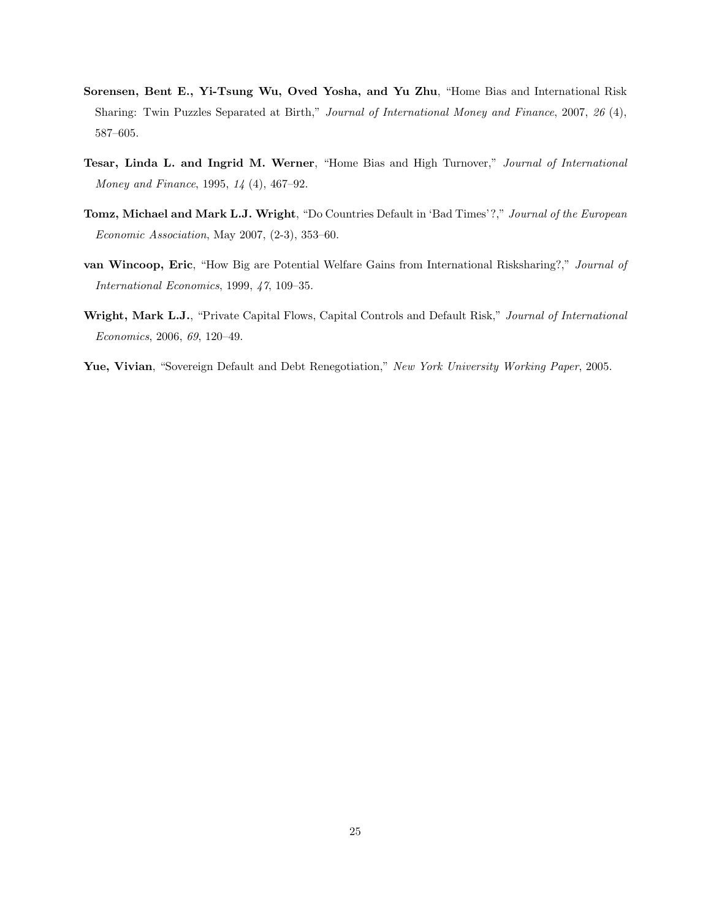**Sorensen, Bent E., Yi-Tsung Wu, Oved Yosha, and Yu Zhu**, "Home Bias and International Risk Sharing: Twin Puzzles Separated at Birth," *Journal of International Money and Finance*, 2007, *26* (4), 587–605.

**Tesar, Linda L. and Ingrid M. Werner**, "Home Bias and High Turnover," *Journal of International Money and Finance*, 1995, *14* (4), 467–92.

**Tomz, Michael and Mark L.J. Wright**, "Do Countries Default in 'Bad Times'?," *Journal of the European Economic Association*, May 2007, (2-3), 353–60.

**van Wincoop, Eric**, "How Big are Potential Welfare Gains from International Risksharing?," *Journal of International Economics*, 1999, *47*, 109–35.

**Wright, Mark L.J.**, "Private Capital Flows, Capital Controls and Default Risk," *Journal of International Economics*, 2006, *69*, 120–49.

**Yue, Vivian**, "Sovereign Default and Debt Renegotiation," *New York University Working Paper*, 2005.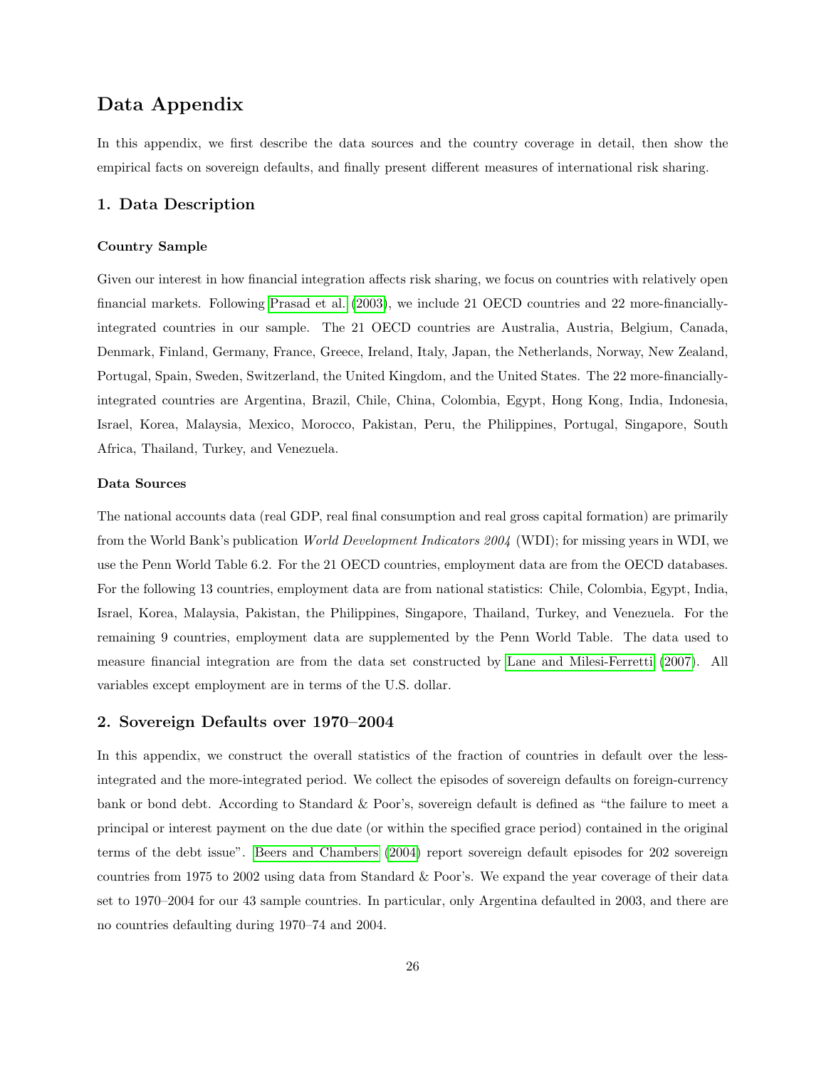# Data Appendix

In this appendix, we first describe the data sources and the country coverage in detail, then show the empirical facts on sovereign defaults, and finally present different measures of international risk sharing.

## 1. Data Description

### Country Sample

Given our interest in how financial integration affects risk sharing, we focus on countries with relatively open financial markets. Following Prasad et al. (2003), we include 21 OECD countries and 22 more-financially-integrated countries in our sample. The 21 OECD countries are Australia, Austria, Belgium, Canada, Denmark, Finland, Germany, France, Greece, Ireland, Italy, Japan, the Netherlands, Norway, New Zealand, Portugal, Spain, Sweden, Switzerland, the United Kingdom, and the United States. The 22 more-financially-integrated countries are Argentina, Brazil, Chile, China, Colombia, Egypt, Hong Kong, India, Indonesia, Israel, Korea, Malaysia, Mexico, Morocco, Pakistan, Peru, the Philippines, Portugal, Singapore, South Africa, Thailand, Turkey, and Venezuela.

### Data Sources

The national accounts data (real GDP, real final consumption and real gross capital formation) are primarily from the World Bank's publication *World Development Indicators 2004* (WDI); for missing years in WDI, we use the Penn World Table 6.2. For the 21 OECD countries, employment data are from the OECD databases. For the following 13 countries, employment data are from national statistics: Chile, Colombia, Egypt, India, Israel, Korea, Malaysia, Pakistan, the Philippines, Singapore, Thailand, Turkey, and Venezuela. For the remaining 9 countries, employment data are supplemented by the Penn World Table. The data used to measure financial integration are from the data set constructed by Lane and Milesi-Ferretti (2007). All variables except employment are in terms of the U.S. dollar.

## 2. Sovereign Defaults over 1970–2004

In this appendix, we construct the overall statistics of the fraction of countries in default over the less-integrated and the more-integrated period. We collect the episodes of sovereign defaults on foreign-currency bank or bond debt. According to Standard & Poor's, sovereign default is defined as "the failure to meet a principal or interest payment on the due date (or within the specified grace period) contained in the original terms of the debt issue". Beers and Chambers (2004) report sovereign default episodes for 202 sovereign countries from 1975 to 2002 using data from Standard & Poor's. We expand the year coverage of their data set to 1970–2004 for our 43 sample countries. In particular, only Argentina defaulted in 2003, and there are no countries defaulting during 1970–74 and 2004.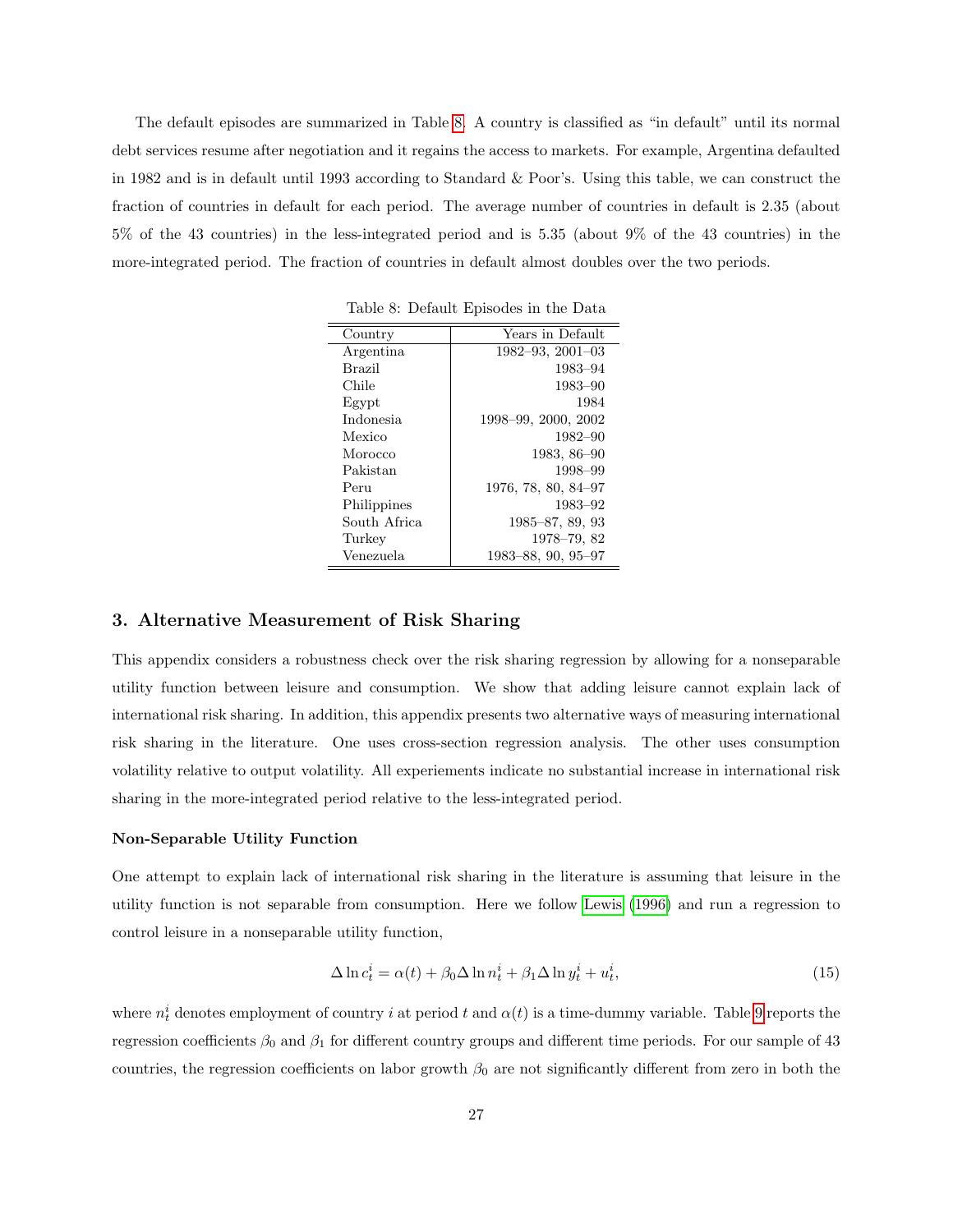The default episodes are summarized in Table 8. A country is classified as "in default" until its normal debt services resume after negotiation and it regains the access to markets. For example, Argentina defaulted in 1982 and is in default until 1993 according to Standard & Poor's. Using this table, we can construct the fraction of countries in default for each period. The average number of countries in default is 2.35 (about 5% of the 43 countries) in the less-integrated period and is 5.35 (about 9% of the 43 countries) in the more-integrated period. The fraction of countries in default almost doubles over the two periods.

Table 8: Default Episodes in the Data

| Country | Years in Default |
|---|---:|
| Argentina | 1982–93, 2001–03 |
| Brazil | 1983–94 |
| Chile | 1983–90 |
| Egypt | 1984 |
| Indonesia | 1998–99, 2000, 2002 |
| Mexico | 1982–90 |
| Morocco | 1983, 86–90 |
| Pakistan | 1998–99 |
| Peru | 1976, 78, 80, 84–97 |
| Philippines | 1983–92 |
| South Africa | 1985–87, 89, 93 |
| Turkey | 1978–79, 82 |
| Venezuela | 1983–88, 90, 95–97 |

## 3. Alternative Measurement of Risk Sharing

This appendix considers a robustness check over the risk sharing regression by allowing for a nonseparable utility function between leisure and consumption. We show that adding leisure cannot explain lack of international risk sharing. In addition, this appendix presents two alternative ways of measuring international risk sharing in the literature. One uses cross-section regression analysis. The other uses consumption volatility relative to output volatility. All experiements indicate no substantial increase in international risk sharing in the more-integrated period relative to the less-integrated period.

**Non-Separable Utility Function**

One attempt to explain lack of international risk sharing in the literature is assuming that leisure in the utility function is not separable from consumption. Here we follow Lewis (1996) and run a regression to control leisure in a nonseparable utility function,

$$\Delta \ln c_t^i = \alpha(t) + \beta_0 \Delta \ln n_t^i + \beta_1 \Delta \ln y_t^i + u_t^i, \tag{15}$$

where $n_t^i$ denotes employment of country $i$ at period $t$ and $\alpha(t)$ is a time-dummy variable. Table 9 reports the regression coefficients $\beta_0$ and $\beta_1$ for different country groups and different time periods. For our sample of 43 countries, the regression coefficients on labor growth $\beta_0$ are not significantly different from zero in both the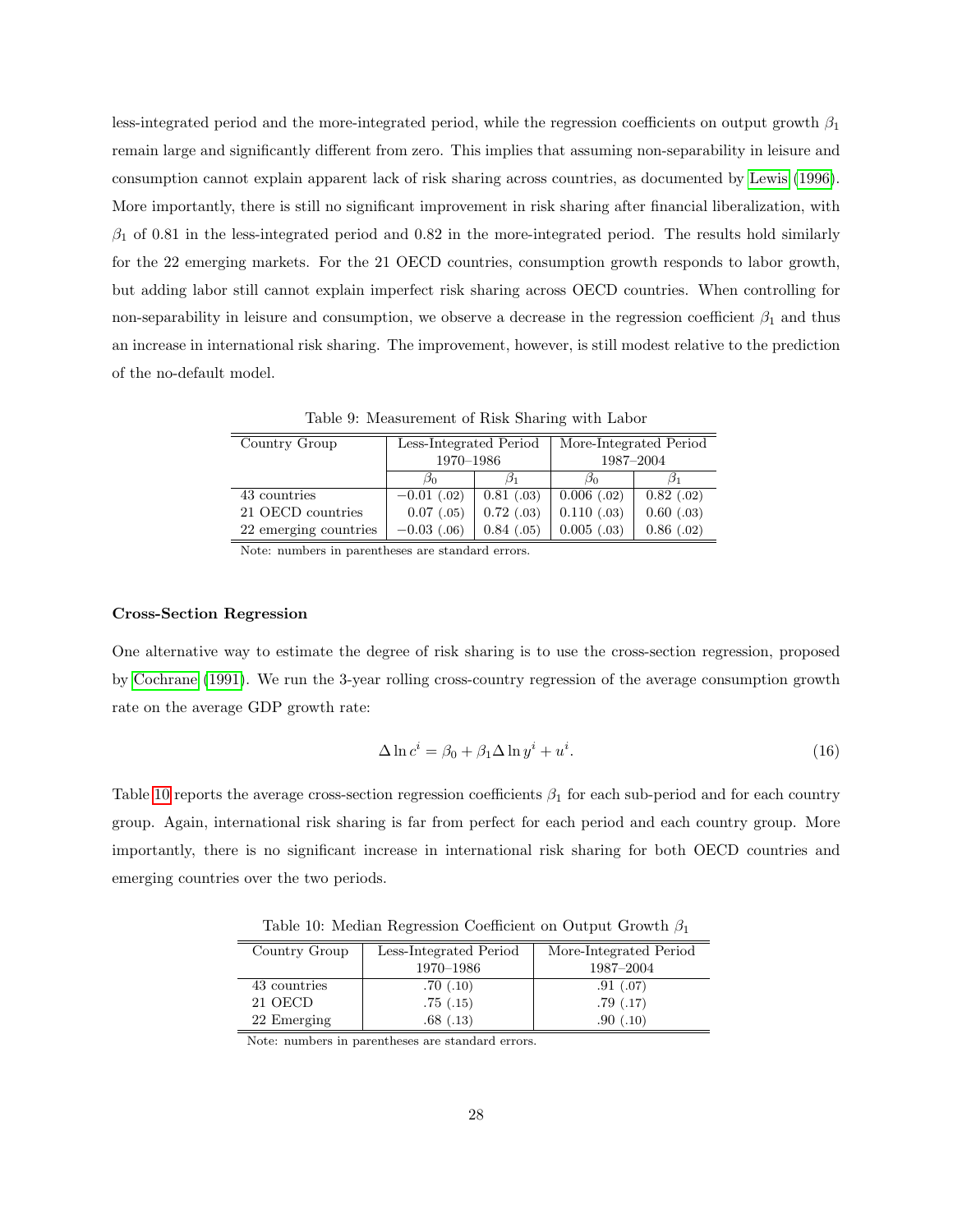less-integrated period and the more-integrated period, while the regression coefficients on output growth $\beta_1$ remain large and significantly different from zero. This implies that assuming non-separability in leisure and consumption cannot explain apparent lack of risk sharing across countries, as documented by Lewis (1996). More importantly, there is still no significant improvement in risk sharing after financial liberalization, with $\beta_1$ of 0.81 in the less-integrated period and 0.82 in the more-integrated period. The results hold similarly for the 22 emerging markets. For the 21 OECD countries, consumption growth responds to labor growth, but adding labor still cannot explain imperfect risk sharing across OECD countries. When controlling for non-separability in leisure and consumption, we observe a decrease in the regression coefficient $\beta_1$ and thus an increase in international risk sharing. The improvement, however, is still modest relative to the prediction of the no-default model.

Table 9: Measurement of Risk Sharing with Labor

| Country Group | Less-Integrated Period 1970–1986 | | More-Integrated Period 1987–2004 | |
|---|---|---|---|---|
| | $\beta_0$ | $\beta_1$ | $\beta_0$ | $\beta_1$ |
| 43 countries | −0.01 (.02) | 0.81 (.03) | 0.006 (.02) | 0.82 (.02) |
| 21 OECD countries | 0.07 (.05) | 0.72 (.03) | 0.110 (.03) | 0.60 (.03) |
| 22 emerging countries | −0.03 (.06) | 0.84 (.05) | 0.005 (.03) | 0.86 (.02) |

Note: numbers in parentheses are standard errors.

**Cross-Section Regression**

One alternative way to estimate the degree of risk sharing is to use the cross-section regression, proposed by Cochrane (1991). We run the 3-year rolling cross-country regression of the average consumption growth rate on the average GDP growth rate:

$$\Delta \ln c^i = \beta_0 + \beta_1 \Delta \ln y^i + u^i. \tag{16}$$

Table 10 reports the average cross-section regression coefficients $\beta_1$ for each sub-period and for each country group. Again, international risk sharing is far from perfect for each period and each country group. More importantly, there is no significant increase in international risk sharing for both OECD countries and emerging countries over the two periods.

Table 10: Median Regression Coefficient on Output Growth $\beta_1$

| Country Group | Less-Integrated Period 1970–1986 | More-Integrated Period 1987–2004 |
|---|---|---|
| 43 countries | .70 (.10) | .91 (.07) |
| 21 OECD | .75 (.15) | .79 (.17) |
| 22 Emerging | .68 (.13) | .90 (.10) |

Note: numbers in parentheses are standard errors.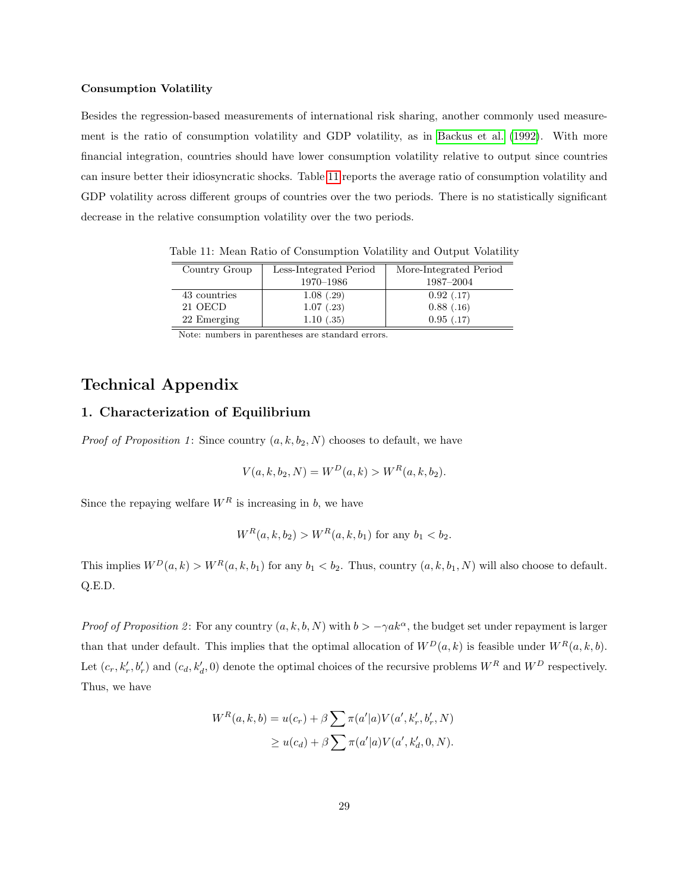**Consumption Volatility**

Besides the regression-based measurements of international risk sharing, another commonly used measurement is the ratio of consumption volatility and GDP volatility, as in Backus et al. (1992). With more financial integration, countries should have lower consumption volatility relative to output since countries can insure better their idiosyncratic shocks. Table 11 reports the average ratio of consumption volatility and GDP volatility across different groups of countries over the two periods. There is no statistically significant decrease in the relative consumption volatility over the two periods.

Table 11: Mean Ratio of Consumption Volatility and Output Volatility

| Country Group | Less-Integrated Period 1970–1986 | More-Integrated Period 1987–2004 |
|---|---|---|
| 43 countries | 1.08 (.29) | 0.92 (.17) |
| 21 OECD | 1.07 (.23) | 0.88 (.16) |
| 22 Emerging | 1.10 (.35) | 0.95 (.17) |

Note: numbers in parentheses are standard errors.

# Technical Appendix

## 1. Characterization of Equilibrium

*Proof of Proposition 1*: Since country $(a, k, b_2, N)$ chooses to default, we have

$$V(a, k, b_2, N) = W^D(a, k) > W^R(a, k, b_2).$$

Since the repaying welfare $W^R$ is increasing in $b$, we have

$$W^R(a, k, b_2) > W^R(a, k, b_1) \text{ for any } b_1 < b_2.$$

This implies $W^D(a, k) > W^R(a, k, b_1)$ for any $b_1 < b_2$. Thus, country $(a, k, b_1, N)$ will also choose to default. Q.E.D.

*Proof of Proposition 2*: For any country $(a, k, b, N)$ with $b > -\gamma a k^\alpha$, the budget set under repayment is larger than that under default. This implies that the optimal allocation of $W^D(a, k)$ is feasible under $W^R(a, k, b)$. Let $(c_r, k'_r, b'_r)$ and $(c_d, k'_d, 0)$ denote the optimal choices of the recursive problems $W^R$ and $W^D$ respectively. Thus, we have

$$\begin{aligned} W^R(a, k, b) &= u(c_r) + \beta \sum \pi(a'|a) V(a', k'_r, b'_r, N) \\ &\geq u(c_d) + \beta \sum \pi(a'|a) V(a', k'_d, 0, N). \end{aligned}$$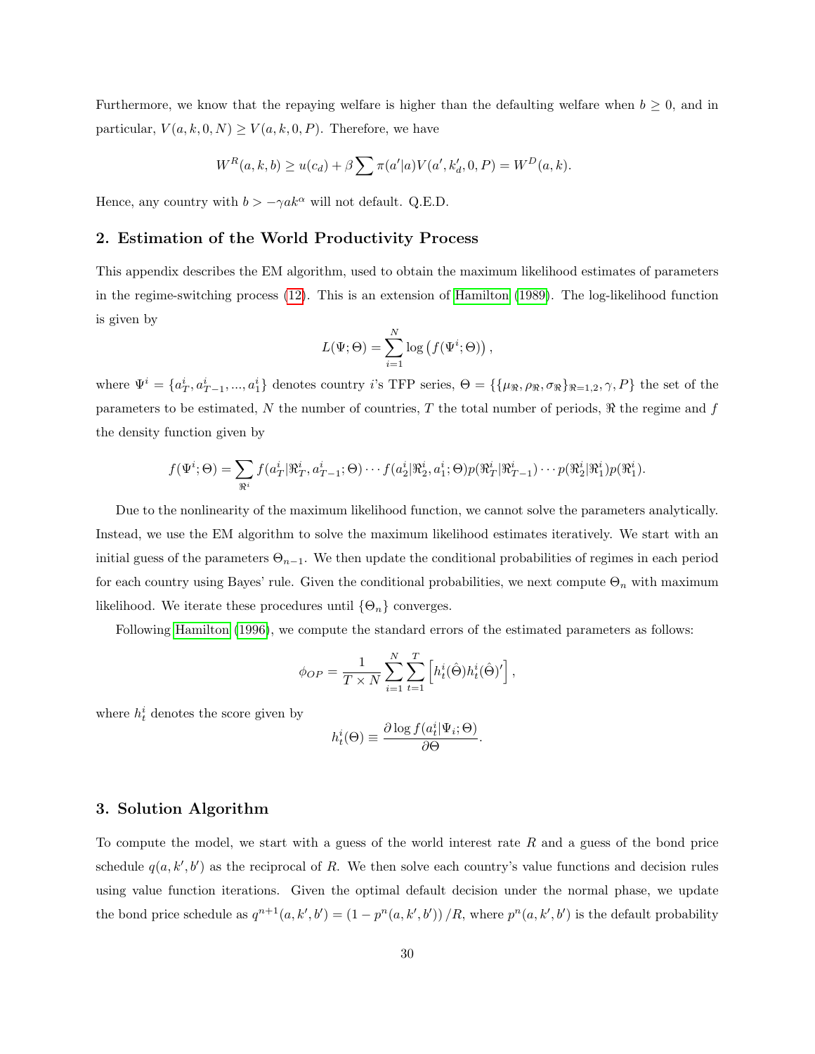Furthermore, we know that the repaying welfare is higher than the defaulting welfare when $b \geq 0$, and in particular, $V(a, k, 0, N) \geq V(a, k, 0, P)$. Therefore, we have

$$W^R(a, k, b) \geq u(c_d) + \beta \sum \pi(a'|a) V(a', k_d', 0, P) = W^D(a, k).$$

Hence, any country with $b > -\gamma a k^\alpha$ will not default. Q.E.D.

## 2. Estimation of the World Productivity Process

This appendix describes the EM algorithm, used to obtain the maximum likelihood estimates of parameters in the regime-switching process (12). This is an extension of Hamilton (1989). The log-likelihood function is given by

$$L(\Psi; \Theta) = \sum_{i=1}^{N} \log \left( f(\Psi^i; \Theta) \right),$$

where $\Psi^i = \{a_T^i, a_{T-1}^i, ..., a_1^i\}$ denotes country $i$'s TFP series, $\Theta = \{\{\mu_\Re, \rho_\Re, \sigma_\Re\}_{\Re=1,2}, \gamma, P\}$ the set of the parameters to be estimated, $N$ the number of countries, $T$ the total number of periods, $\Re$ the regime and $f$ the density function given by

$$f(\Psi^i; \Theta) = \sum_{\Re^i} f(a_T^i | \Re_T^i, a_{T-1}^i; \Theta) \cdots f(a_2^i | \Re_2^i, a_1^i; \Theta) p(\Re_T^i | \Re_{T-1}^i) \cdots p(\Re_2^i | \Re_1^i) p(\Re_1^i).$$

Due to the nonlinearity of the maximum likelihood function, we cannot solve the parameters analytically. Instead, we use the EM algorithm to solve the maximum likelihood estimates iteratively. We start with an initial guess of the parameters $\Theta_{n-1}$. We then update the conditional probabilities of regimes in each period for each country using Bayes' rule. Given the conditional probabilities, we next compute $\Theta_n$ with maximum likelihood. We iterate these procedures until $\{\Theta_n\}$ converges.

Following Hamilton (1996), we compute the standard errors of the estimated parameters as follows:

$$\phi_{OP} = \frac{1}{T \times N} \sum_{i=1}^{N} \sum_{t=1}^{T} \left[ h_t^i(\hat{\Theta}) h_t^i(\hat{\Theta})' \right],$$

where $h_t^i$ denotes the score given by

$$h_t^i(\Theta) \equiv \frac{\partial \log f(a_t^i | \Psi_i; \Theta)}{\partial \Theta}.$$

## 3. Solution Algorithm

To compute the model, we start with a guess of the world interest rate $R$ and a guess of the bond price schedule $q(a, k', b')$ as the reciprocal of $R$. We then solve each country's value functions and decision rules using value function iterations. Given the optimal default decision under the normal phase, we update the bond price schedule as $q^{n+1}(a, k', b') = (1 - p^n(a, k', b')) / R$, where $p^n(a, k', b')$ is the default probability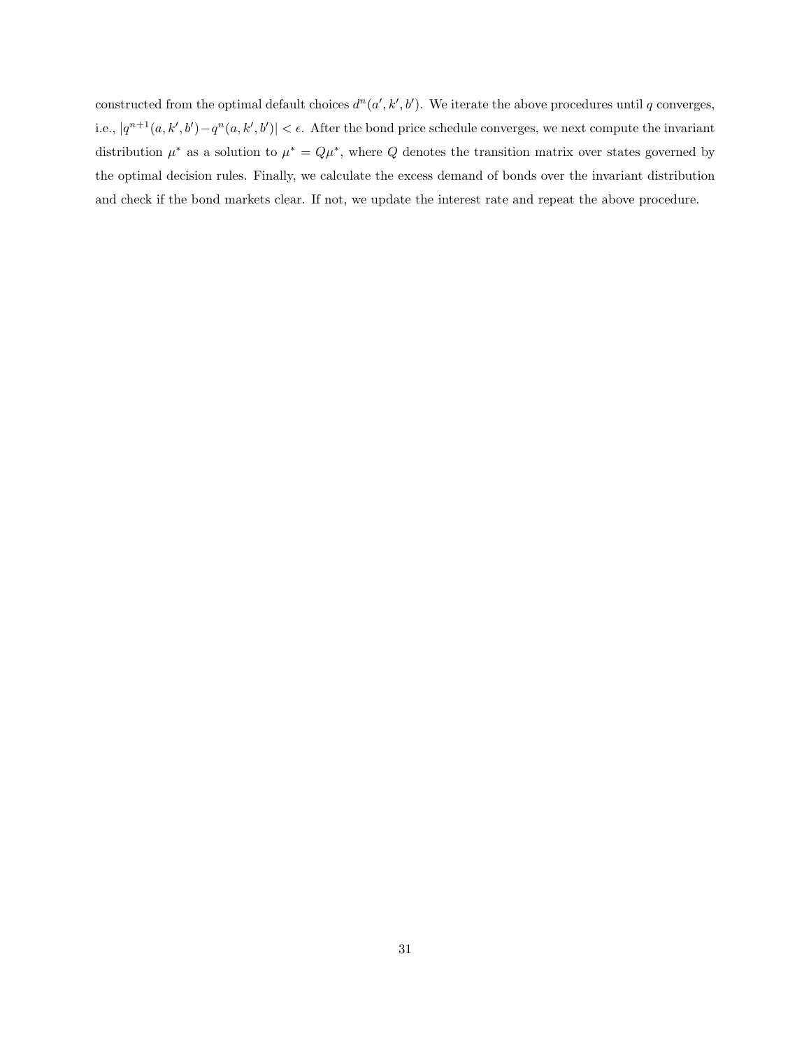constructed from the optimal default choices $d^n(a', k', b')$. We iterate the above procedures until $q$ converges, i.e., $|q^{n+1}(a, k', b') - q^n(a, k', b')| < \epsilon$. After the bond price schedule converges, we next compute the invariant distribution $\mu^*$ as a solution to $\mu^* = Q\mu^*$, where $Q$ denotes the transition matrix over states governed by the optimal decision rules. Finally, we calculate the excess demand of bonds over the invariant distribution and check if the bond markets clear. If not, we update the interest rate and repeat the above procedure.